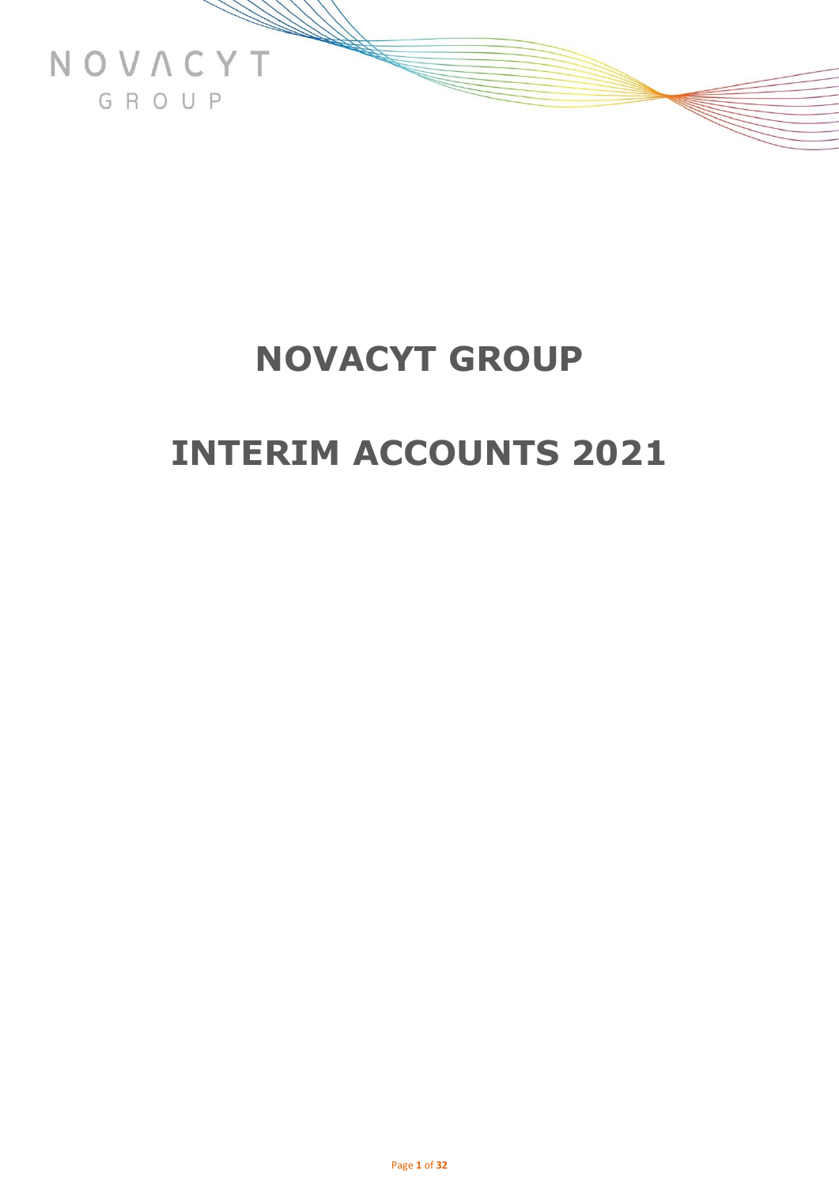NOVACYT
GROUP

# NOVACYT GROUP

# INTERIM ACCOUNTS 2021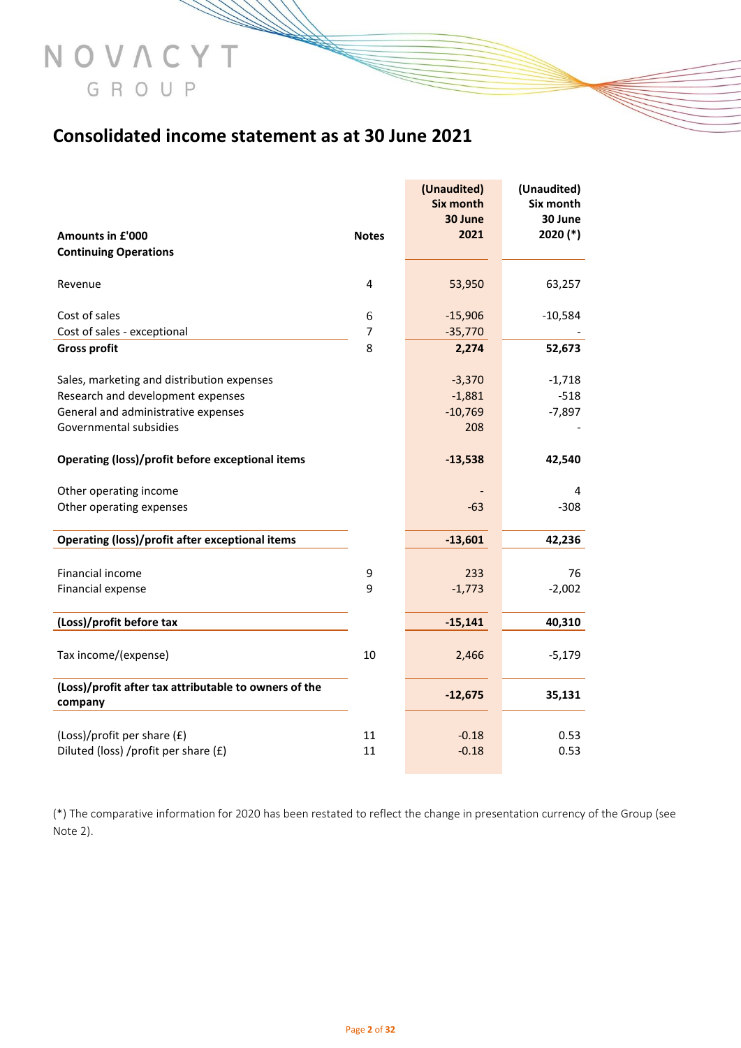NOVACYT GROUP

# Consolidated income statement as at 30 June 2021

| Amounts in £'000 Continuing Operations | Notes | (Unaudited) Six month 30 June 2021 | (Unaudited) Six month 30 June 2020 (*) |
|---|---|---|---|
| Revenue | 4 | 53,950 | 63,257 |
| Cost of sales | 6 | -15,906 | -10,584 |
| Cost of sales - exceptional | 7 | -35,770 | - |
| **Gross profit** | 8 | **2,274** | **52,673** |
| Sales, marketing and distribution expenses | | -3,370 | -1,718 |
| Research and development expenses | | -1,881 | -518 |
| General and administrative expenses | | -10,769 | -7,897 |
| Governmental subsidies | | 208 | - |
| **Operating (loss)/profit before exceptional items** | | **-13,538** | **42,540** |
| Other operating income | | - | 4 |
| Other operating expenses | | -63 | -308 |
| **Operating (loss)/profit after exceptional items** | | **-13,601** | **42,236** |
| Financial income | 9 | 233 | 76 |
| Financial expense | 9 | -1,773 | -2,002 |
| **(Loss)/profit before tax** | | **-15,141** | **40,310** |
| Tax income/(expense) | 10 | 2,466 | -5,179 |
| **(Loss)/profit after tax attributable to owners of the company** | | **-12,675** | **35,131** |
| (Loss)/profit per share (£) | 11 | -0.18 | 0.53 |
| Diluted (loss) /profit per share (£) | 11 | -0.18 | 0.53 |

(*) The comparative information for 2020 has been restated to reflect the change in presentation currency of the Group (see Note 2).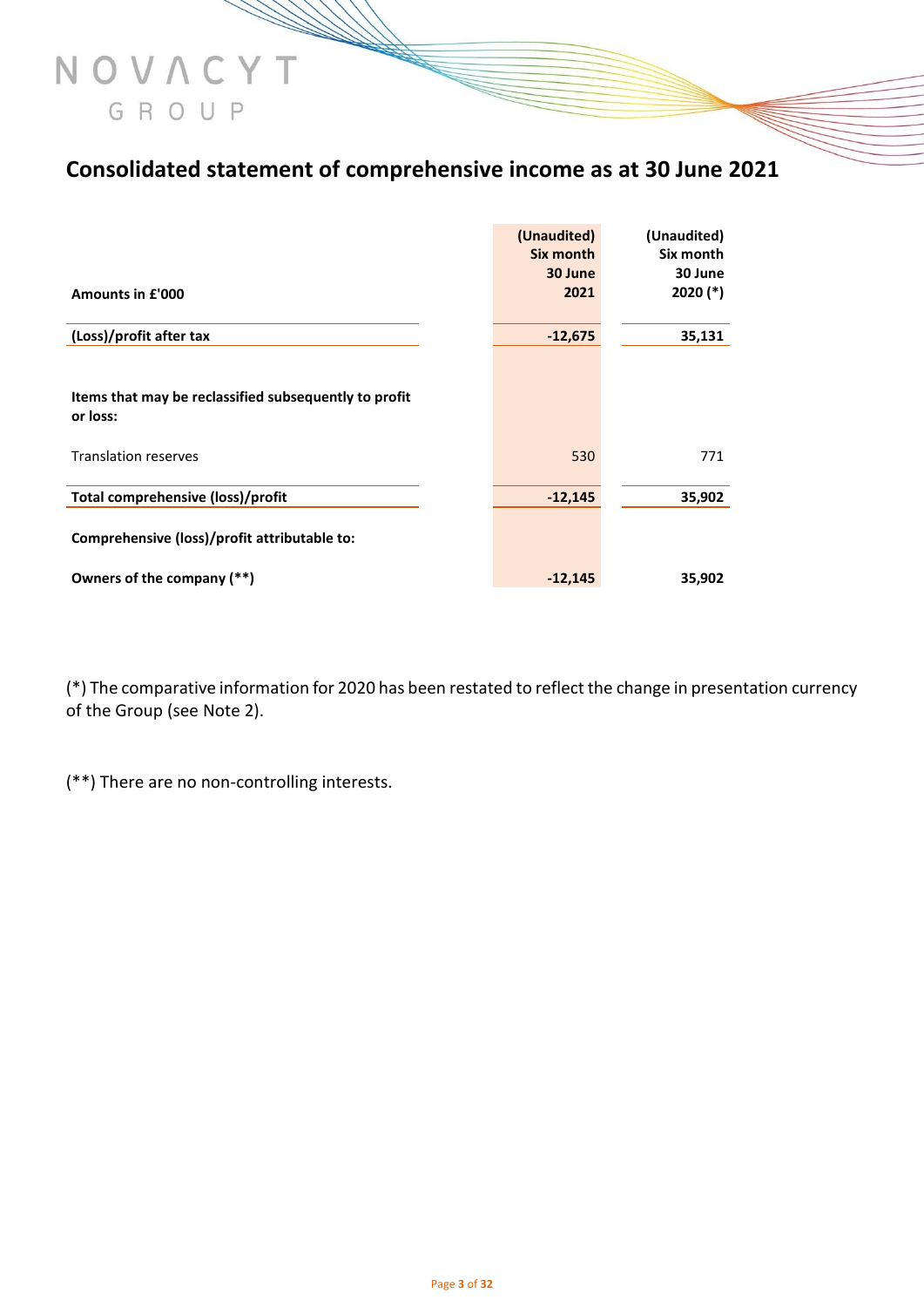# Consolidated statement of comprehensive income as at 30 June 2021

| Amounts in £'000 | (Unaudited) Six month 30 June 2021 | (Unaudited) Six month 30 June 2020 (*) |
|---|---|---|
| **(Loss)/profit after tax** | **-12,675** | **35,131** |
| **Items that may be reclassified subsequently to profit or loss:** | | |
| Translation reserves | 530 | 771 |
| **Total comprehensive (loss)/profit** | **-12,145** | **35,902** |
| **Comprehensive (loss)/profit attributable to:** | | |
| **Owners of the company (**)** | **-12,145** | **35,902** |

(*) The comparative information for 2020 has been restated to reflect the change in presentation currency of the Group (see Note 2).

(**) There are no non-controlling interests.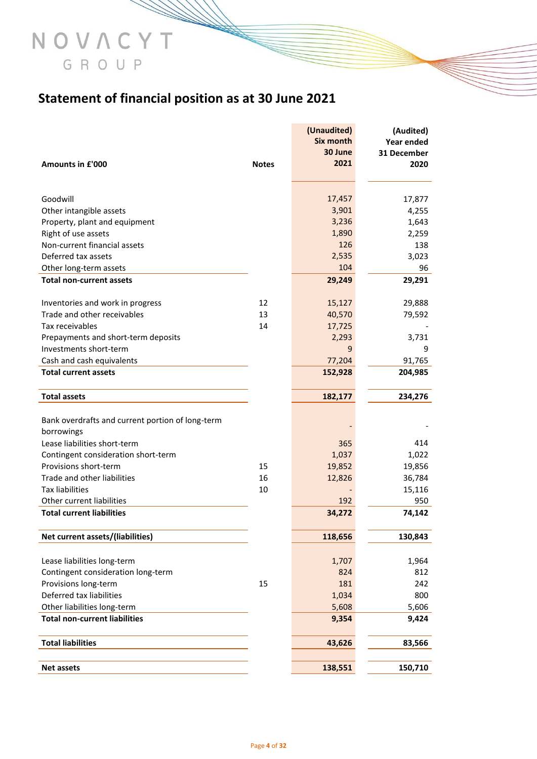# Statement of financial position as at 30 June 2021

| Amounts in £'000 | Notes | (Unaudited) Six month 30 June 2021 | (Audited) Year ended 31 December 2020 |
|---|---|---|---|
| Goodwill | | 17,457 | 17,877 |
| Other intangible assets | | 3,901 | 4,255 |
| Property, plant and equipment | | 3,236 | 1,643 |
| Right of use assets | | 1,890 | 2,259 |
| Non-current financial assets | | 126 | 138 |
| Deferred tax assets | | 2,535 | 3,023 |
| Other long-term assets | | 104 | 96 |
| **Total non-current assets** | | **29,249** | **29,291** |
| Inventories and work in progress | 12 | 15,127 | 29,888 |
| Trade and other receivables | 13 | 40,570 | 79,592 |
| Tax receivables | 14 | 17,725 | - |
| Prepayments and short-term deposits | | 2,293 | 3,731 |
| Investments short-term | | 9 | 9 |
| Cash and cash equivalents | | 77,204 | 91,765 |
| **Total current assets** | | **152,928** | **204,985** |
| **Total assets** | | **182,177** | **234,276** |
| Bank overdrafts and current portion of long-term borrowings | | - | - |
| Lease liabilities short-term | | 365 | 414 |
| Contingent consideration short-term | | 1,037 | 1,022 |
| Provisions short-term | 15 | 19,852 | 19,856 |
| Trade and other liabilities | 16 | 12,826 | 36,784 |
| Tax liabilities | 10 | - | 15,116 |
| Other current liabilities | | 192 | 950 |
| **Total current liabilities** | | **34,272** | **74,142** |
| **Net current assets/(liabilities)** | | **118,656** | **130,843** |
| Lease liabilities long-term | | 1,707 | 1,964 |
| Contingent consideration long-term | | 824 | 812 |
| Provisions long-term | 15 | 181 | 242 |
| Deferred tax liabilities | | 1,034 | 800 |
| Other liabilities long-term | | 5,608 | 5,606 |
| **Total non-current liabilities** | | **9,354** | **9,424** |
| **Total liabilities** | | **43,626** | **83,566** |
| **Net assets** | | **138,551** | **150,710** |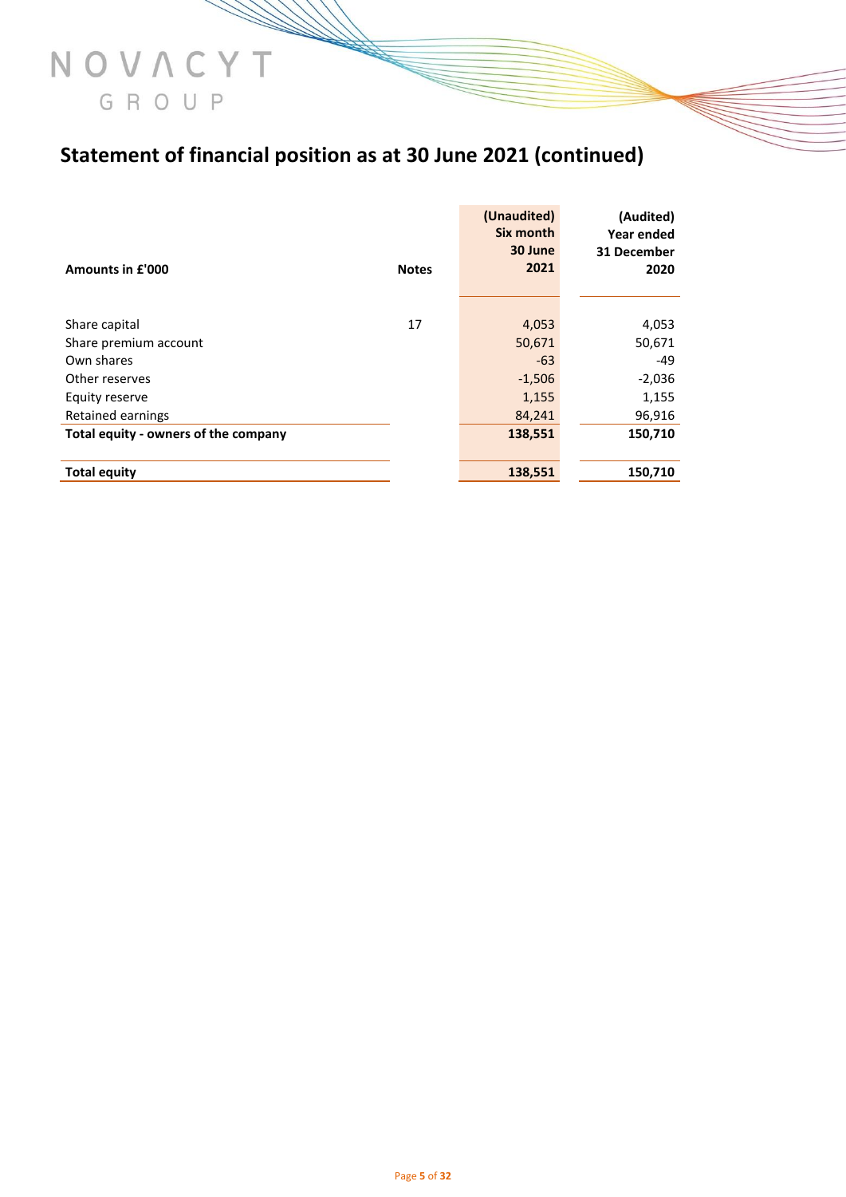## Statement of financial position as at 30 June 2021 (continued)

| Amounts in £'000 | Notes | (Unaudited) Six month 30 June 2021 | (Audited) Year ended 31 December 2020 |
|---|---|---|---|
| Share capital | 17 | 4,053 | 4,053 |
| Share premium account | | 50,671 | 50,671 |
| Own shares | | -63 | -49 |
| Other reserves | | -1,506 | -2,036 |
| Equity reserve | | 1,155 | 1,155 |
| Retained earnings | | 84,241 | 96,916 |
| **Total equity - owners of the company** | | **138,551** | **150,710** |
| **Total equity** | | **138,551** | **150,710** |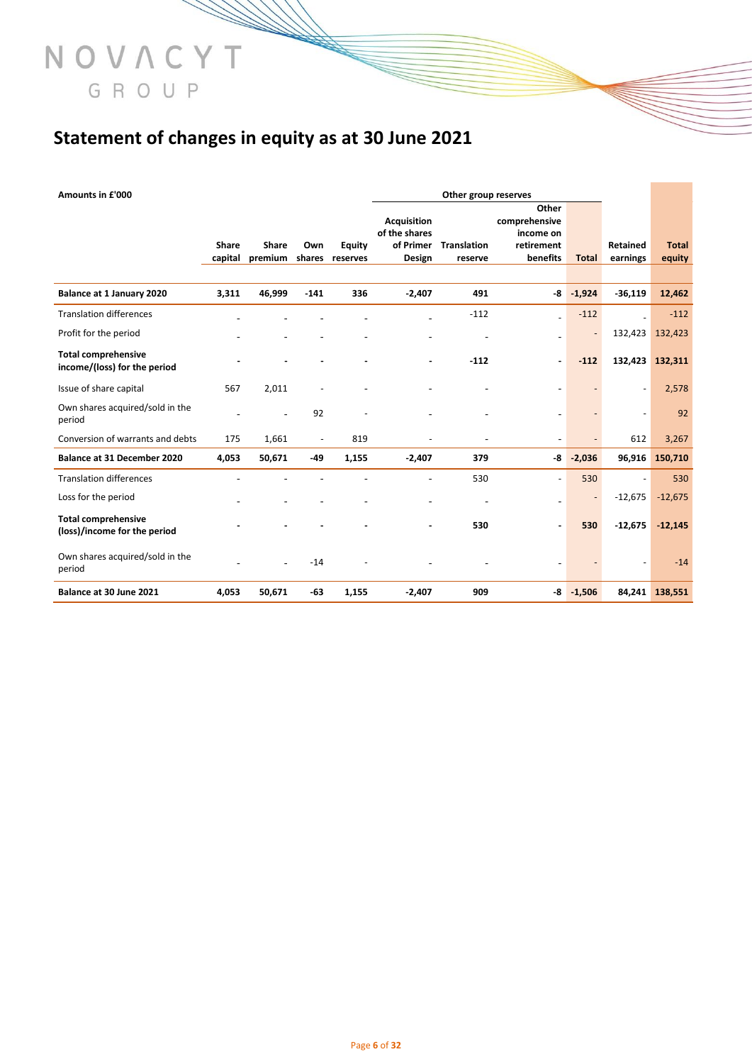# Statement of changes in equity as at 30 June 2021

| Amounts in £'000 | | | | | Other group reserves | | | | | |
|---|---|---|---|---|---|---|---|---|---|---|
| | Share capital | Share premium | Own shares | Equity reserves | Acquisition of the shares of Primer Design | Translation reserve | Other comprehensive income on retirement benefits | Total | Retained earnings | Total equity |
| **Balance at 1 January 2020** | **3,311** | **46,999** | **-141** | **336** | **-2,407** | **491** | **-8** | **-1,924** | **-36,119** | **12,462** |
| Translation differences | - | - | - | - | - | -112 | - | -112 | - | -112 |
| Profit for the period | - | - | - | - | - | - | - | - | 132,423 | 132,423 |
| **Total comprehensive income/(loss) for the period** | **-** | **-** | **-** | **-** | **-** | **-112** | **-** | **-112** | **132,423** | **132,311** |
| Issue of share capital | 567 | 2,011 | - | - | - | - | - | - | - | 2,578 |
| Own shares acquired/sold in the period | - | - | 92 | - | - | - | - | - | - | 92 |
| Conversion of warrants and debts | 175 | 1,661 | - | 819 | - | - | - | - | 612 | 3,267 |
| **Balance at 31 December 2020** | **4,053** | **50,671** | **-49** | **1,155** | **-2,407** | **379** | **-8** | **-2,036** | **96,916** | **150,710** |
| Translation differences | - | - | - | - | - | 530 | - | 530 | - | 530 |
| Loss for the period | - | - | - | - | - | - | - | - | -12,675 | -12,675 |
| **Total comprehensive (loss)/income for the period** | **-** | **-** | **-** | **-** | **-** | **530** | **-** | **530** | **-12,675** | **-12,145** |
| Own shares acquired/sold in the period | - | - | -14 | - | - | - | - | - | - | -14 |
| **Balance at 30 June 2021** | **4,053** | **50,671** | **-63** | **1,155** | **-2,407** | **909** | **-8** | **-1,506** | **84,241** | **138,551** |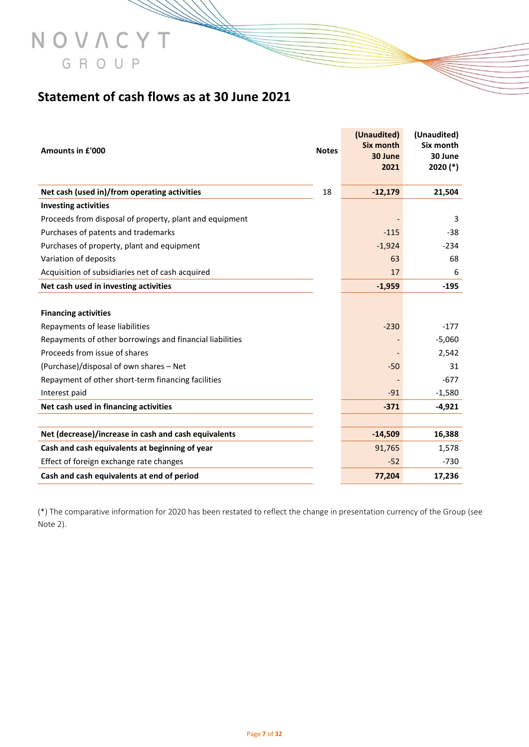## Statement of cash flows as at 30 June 2021

| Amounts in £'000 | Notes | (Unaudited) Six month 30 June 2021 | (Unaudited) Six month 30 June 2020 (*) |
|---|---|---|---|
| **Net cash (used in)/from operating activities** | 18 | **-12,179** | **21,504** |
| **Investing activities** | | | |
| Proceeds from disposal of property, plant and equipment | | - | 3 |
| Purchases of patents and trademarks | | -115 | -38 |
| Purchases of property, plant and equipment | | -1,924 | -234 |
| Variation of deposits | | 63 | 68 |
| Acquisition of subsidiaries net of cash acquired | | 17 | 6 |
| **Net cash used in investing activities** | | **-1,959** | **-195** |
| | | | |
| **Financing activities** | | | |
| Repayments of lease liabilities | | -230 | -177 |
| Repayments of other borrowings and financial liabilities | | - | -5,060 |
| Proceeds from issue of shares | | - | 2,542 |
| (Purchase)/disposal of own shares – Net | | -50 | 31 |
| Repayment of other short-term financing facilities | | - | -677 |
| Interest paid | | -91 | -1,580 |
| **Net cash used in financing activities** | | **-371** | **-4,921** |
| | | | |
| **Net (decrease)/increase in cash and cash equivalents** | | **-14,509** | **16,388** |
| **Cash and cash equivalents at beginning of year** | | 91,765 | 1,578 |
| Effect of foreign exchange rate changes | | -52 | -730 |
| **Cash and cash equivalents at end of period** | | **77,204** | **17,236** |

(*) The comparative information for 2020 has been restated to reflect the change in presentation currency of the Group (see Note 2).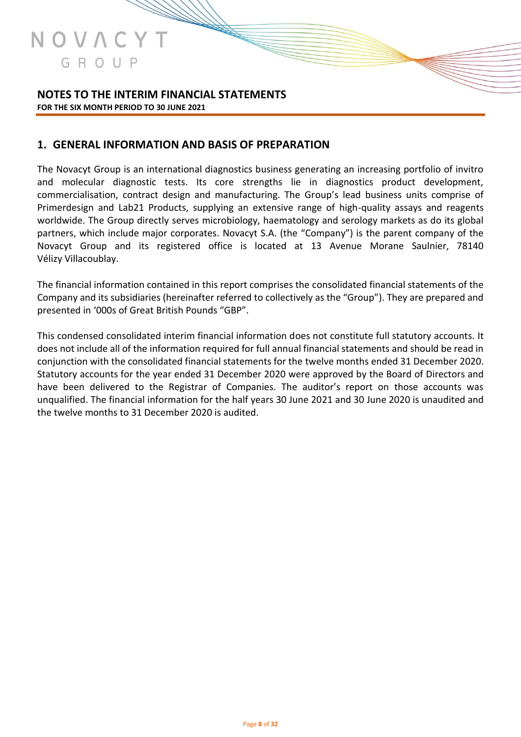# NOTES TO THE INTERIM FINANCIAL STATEMENTS

**FOR THE SIX MONTH PERIOD TO 30 JUNE 2021**

## 1. GENERAL INFORMATION AND BASIS OF PREPARATION

The Novacyt Group is an international diagnostics business generating an increasing portfolio of invitro and molecular diagnostic tests. Its core strengths lie in diagnostics product development, commercialisation, contract design and manufacturing. The Group's lead business units comprise of Primerdesign and Lab21 Products, supplying an extensive range of high-quality assays and reagents worldwide. The Group directly serves microbiology, haematology and serology markets as do its global partners, which include major corporates. Novacyt S.A. (the "Company") is the parent company of the Novacyt Group and its registered office is located at 13 Avenue Morane Saulnier, 78140 Vélizy Villacoublay.

The financial information contained in this report comprises the consolidated financial statements of the Company and its subsidiaries (hereinafter referred to collectively as the "Group"). They are prepared and presented in '000s of Great British Pounds "GBP".

This condensed consolidated interim financial information does not constitute full statutory accounts. It does not include all of the information required for full annual financial statements and should be read in conjunction with the consolidated financial statements for the twelve months ended 31 December 2020. Statutory accounts for the year ended 31 December 2020 were approved by the Board of Directors and have been delivered to the Registrar of Companies. The auditor's report on those accounts was unqualified. The financial information for the half years 30 June 2021 and 30 June 2020 is unaudited and the twelve months to 31 December 2020 is audited.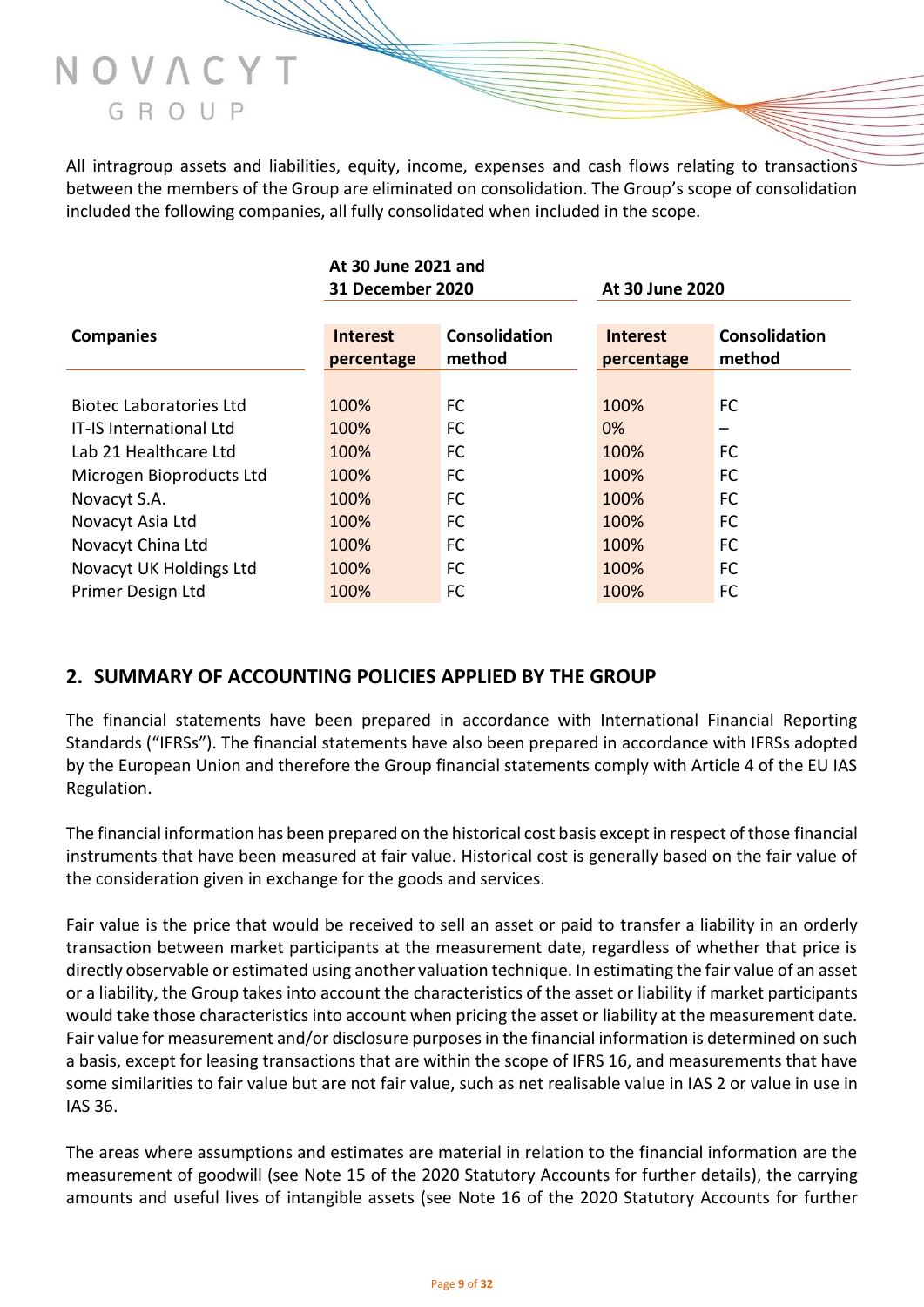All intragroup assets and liabilities, equity, income, expenses and cash flows relating to transactions between the members of the Group are eliminated on consolidation. The Group's scope of consolidation included the following companies, all fully consolidated when included in the scope.

| | At 30 June 2021 and 31 December 2020 | | At 30 June 2020 | |
|---|---|---|---|---|
| **Companies** | **Interest percentage** | **Consolidation method** | **Interest percentage** | **Consolidation method** |
| Biotec Laboratories Ltd | 100% | FC | 100% | FC |
| IT-IS International Ltd | 100% | FC | 0% | – |
| Lab 21 Healthcare Ltd | 100% | FC | 100% | FC |
| Microgen Bioproducts Ltd | 100% | FC | 100% | FC |
| Novacyt S.A. | 100% | FC | 100% | FC |
| Novacyt Asia Ltd | 100% | FC | 100% | FC |
| Novacyt China Ltd | 100% | FC | 100% | FC |
| Novacyt UK Holdings Ltd | 100% | FC | 100% | FC |
| Primer Design Ltd | 100% | FC | 100% | FC |

## 2. SUMMARY OF ACCOUNTING POLICIES APPLIED BY THE GROUP

The financial statements have been prepared in accordance with International Financial Reporting Standards ("IFRSs"). The financial statements have also been prepared in accordance with IFRSs adopted by the European Union and therefore the Group financial statements comply with Article 4 of the EU IAS Regulation.

The financial information has been prepared on the historical cost basis except in respect of those financial instruments that have been measured at fair value. Historical cost is generally based on the fair value of the consideration given in exchange for the goods and services.

Fair value is the price that would be received to sell an asset or paid to transfer a liability in an orderly transaction between market participants at the measurement date, regardless of whether that price is directly observable or estimated using another valuation technique. In estimating the fair value of an asset or a liability, the Group takes into account the characteristics of the asset or liability if market participants would take those characteristics into account when pricing the asset or liability at the measurement date. Fair value for measurement and/or disclosure purposes in the financial information is determined on such a basis, except for leasing transactions that are within the scope of IFRS 16, and measurements that have some similarities to fair value but are not fair value, such as net realisable value in IAS 2 or value in use in IAS 36.

The areas where assumptions and estimates are material in relation to the financial information are the measurement of goodwill (see Note 15 of the 2020 Statutory Accounts for further details), the carrying amounts and useful lives of intangible assets (see Note 16 of the 2020 Statutory Accounts for further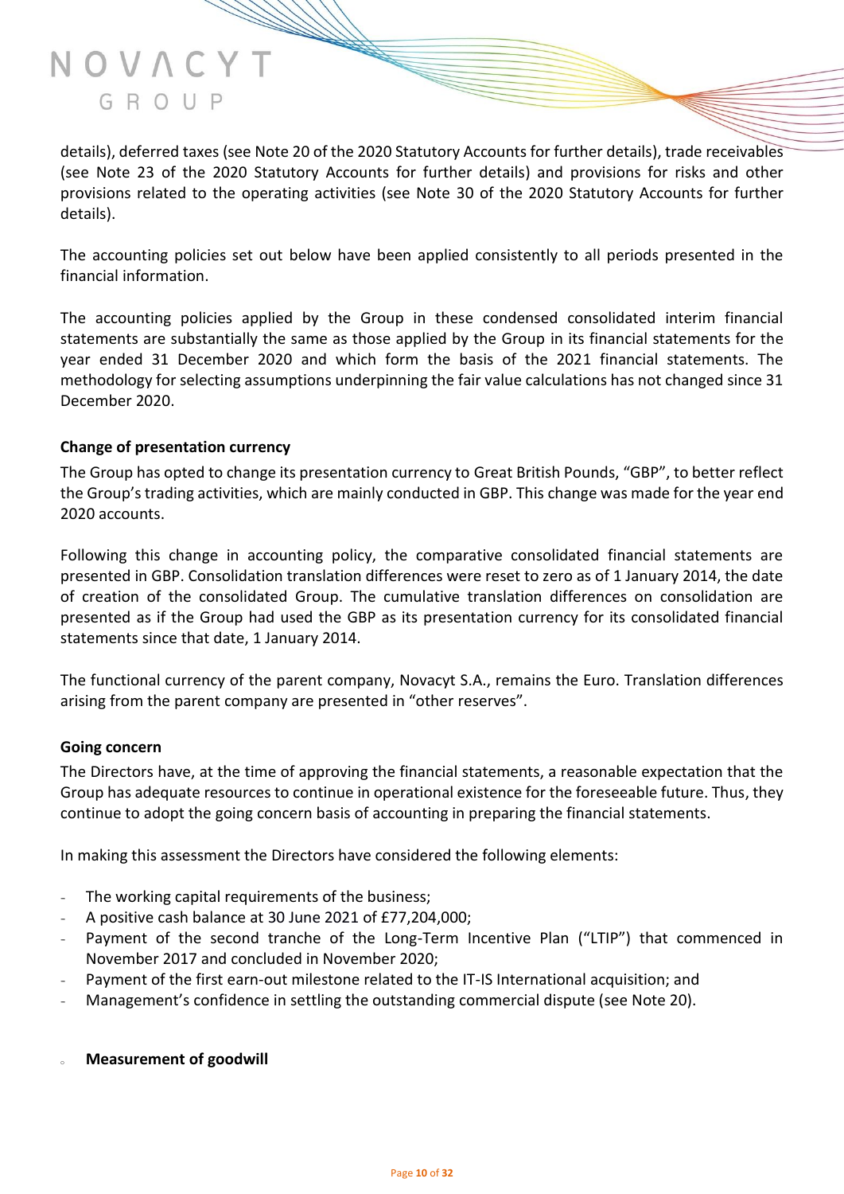details), deferred taxes (see Note 20 of the 2020 Statutory Accounts for further details), trade receivables (see Note 23 of the 2020 Statutory Accounts for further details) and provisions for risks and other provisions related to the operating activities (see Note 30 of the 2020 Statutory Accounts for further details).

The accounting policies set out below have been applied consistently to all periods presented in the financial information.

The accounting policies applied by the Group in these condensed consolidated interim financial statements are substantially the same as those applied by the Group in its financial statements for the year ended 31 December 2020 and which form the basis of the 2021 financial statements. The methodology for selecting assumptions underpinning the fair value calculations has not changed since 31 December 2020.

**Change of presentation currency**

The Group has opted to change its presentation currency to Great British Pounds, "GBP", to better reflect the Group's trading activities, which are mainly conducted in GBP. This change was made for the year end 2020 accounts.

Following this change in accounting policy, the comparative consolidated financial statements are presented in GBP. Consolidation translation differences were reset to zero as of 1 January 2014, the date of creation of the consolidated Group. The cumulative translation differences on consolidation are presented as if the Group had used the GBP as its presentation currency for its consolidated financial statements since that date, 1 January 2014.

The functional currency of the parent company, Novacyt S.A., remains the Euro. Translation differences arising from the parent company are presented in "other reserves".

**Going concern**

The Directors have, at the time of approving the financial statements, a reasonable expectation that the Group has adequate resources to continue in operational existence for the foreseeable future. Thus, they continue to adopt the going concern basis of accounting in preparing the financial statements.

In making this assessment the Directors have considered the following elements:

- The working capital requirements of the business;
- A positive cash balance at 30 June 2021 of £77,204,000;
- Payment of the second tranche of the Long-Term Incentive Plan ("LTIP") that commenced in November 2017 and concluded in November 2020;
- Payment of the first earn-out milestone related to the IT-IS International acquisition; and
- Management's confidence in settling the outstanding commercial dispute (see Note 20).

- **Measurement of goodwill**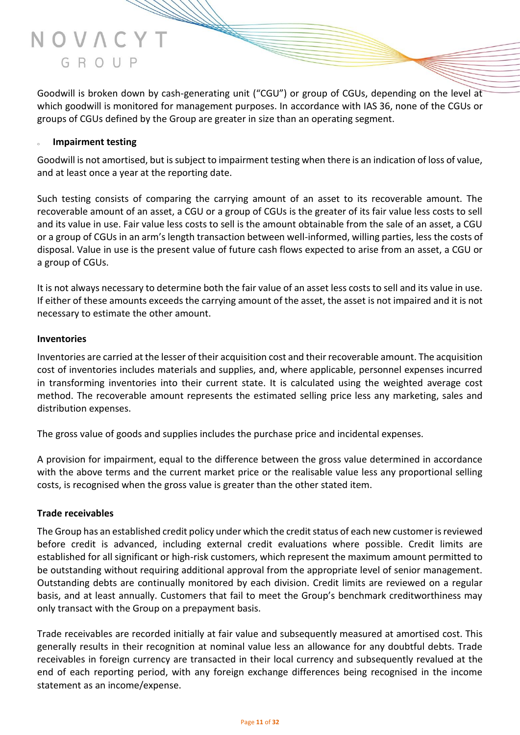Goodwill is broken down by cash-generating unit ("CGU") or group of CGUs, depending on the level at which goodwill is monitored for management purposes. In accordance with IAS 36, none of the CGUs or groups of CGUs defined by the Group are greater in size than an operating segment.

- **Impairment testing**

Goodwill is not amortised, but is subject to impairment testing when there is an indication of loss of value, and at least once a year at the reporting date.

Such testing consists of comparing the carrying amount of an asset to its recoverable amount. The recoverable amount of an asset, a CGU or a group of CGUs is the greater of its fair value less costs to sell and its value in use. Fair value less costs to sell is the amount obtainable from the sale of an asset, a CGU or a group of CGUs in an arm's length transaction between well-informed, willing parties, less the costs of disposal. Value in use is the present value of future cash flows expected to arise from an asset, a CGU or a group of CGUs.

It is not always necessary to determine both the fair value of an asset less costs to sell and its value in use. If either of these amounts exceeds the carrying amount of the asset, the asset is not impaired and it is not necessary to estimate the other amount.

**Inventories**

Inventories are carried at the lesser of their acquisition cost and their recoverable amount. The acquisition cost of inventories includes materials and supplies, and, where applicable, personnel expenses incurred in transforming inventories into their current state. It is calculated using the weighted average cost method. The recoverable amount represents the estimated selling price less any marketing, sales and distribution expenses.

The gross value of goods and supplies includes the purchase price and incidental expenses.

A provision for impairment, equal to the difference between the gross value determined in accordance with the above terms and the current market price or the realisable value less any proportional selling costs, is recognised when the gross value is greater than the other stated item.

**Trade receivables**

The Group has an established credit policy under which the credit status of each new customer is reviewed before credit is advanced, including external credit evaluations where possible. Credit limits are established for all significant or high-risk customers, which represent the maximum amount permitted to be outstanding without requiring additional approval from the appropriate level of senior management. Outstanding debts are continually monitored by each division. Credit limits are reviewed on a regular basis, and at least annually. Customers that fail to meet the Group's benchmark creditworthiness may only transact with the Group on a prepayment basis.

Trade receivables are recorded initially at fair value and subsequently measured at amortised cost. This generally results in their recognition at nominal value less an allowance for any doubtful debts. Trade receivables in foreign currency are transacted in their local currency and subsequently revalued at the end of each reporting period, with any foreign exchange differences being recognised in the income statement as an income/expense.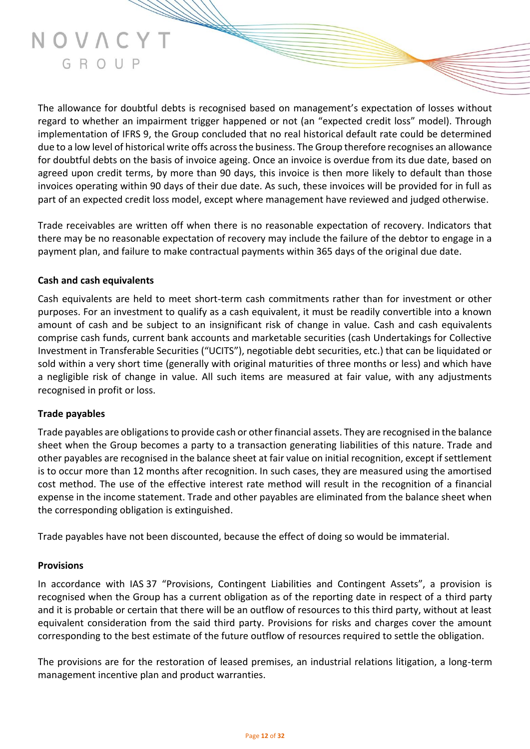The allowance for doubtful debts is recognised based on management's expectation of losses without regard to whether an impairment trigger happened or not (an "expected credit loss" model). Through implementation of IFRS 9, the Group concluded that no real historical default rate could be determined due to a low level of historical write offs across the business. The Group therefore recognises an allowance for doubtful debts on the basis of invoice ageing. Once an invoice is overdue from its due date, based on agreed upon credit terms, by more than 90 days, this invoice is then more likely to default than those invoices operating within 90 days of their due date. As such, these invoices will be provided for in full as part of an expected credit loss model, except where management have reviewed and judged otherwise.

Trade receivables are written off when there is no reasonable expectation of recovery. Indicators that there may be no reasonable expectation of recovery may include the failure of the debtor to engage in a payment plan, and failure to make contractual payments within 365 days of the original due date.

**Cash and cash equivalents**

Cash equivalents are held to meet short-term cash commitments rather than for investment or other purposes. For an investment to qualify as a cash equivalent, it must be readily convertible into a known amount of cash and be subject to an insignificant risk of change in value. Cash and cash equivalents comprise cash funds, current bank accounts and marketable securities (cash Undertakings for Collective Investment in Transferable Securities ("UCITS"), negotiable debt securities, etc.) that can be liquidated or sold within a very short time (generally with original maturities of three months or less) and which have a negligible risk of change in value. All such items are measured at fair value, with any adjustments recognised in profit or loss.

**Trade payables**

Trade payables are obligations to provide cash or other financial assets. They are recognised in the balance sheet when the Group becomes a party to a transaction generating liabilities of this nature. Trade and other payables are recognised in the balance sheet at fair value on initial recognition, except if settlement is to occur more than 12 months after recognition. In such cases, they are measured using the amortised cost method. The use of the effective interest rate method will result in the recognition of a financial expense in the income statement. Trade and other payables are eliminated from the balance sheet when the corresponding obligation is extinguished.

Trade payables have not been discounted, because the effect of doing so would be immaterial.

**Provisions**

In accordance with IAS 37 "Provisions, Contingent Liabilities and Contingent Assets", a provision is recognised when the Group has a current obligation as of the reporting date in respect of a third party and it is probable or certain that there will be an outflow of resources to this third party, without at least equivalent consideration from the said third party. Provisions for risks and charges cover the amount corresponding to the best estimate of the future outflow of resources required to settle the obligation.

The provisions are for the restoration of leased premises, an industrial relations litigation, a long-term management incentive plan and product warranties.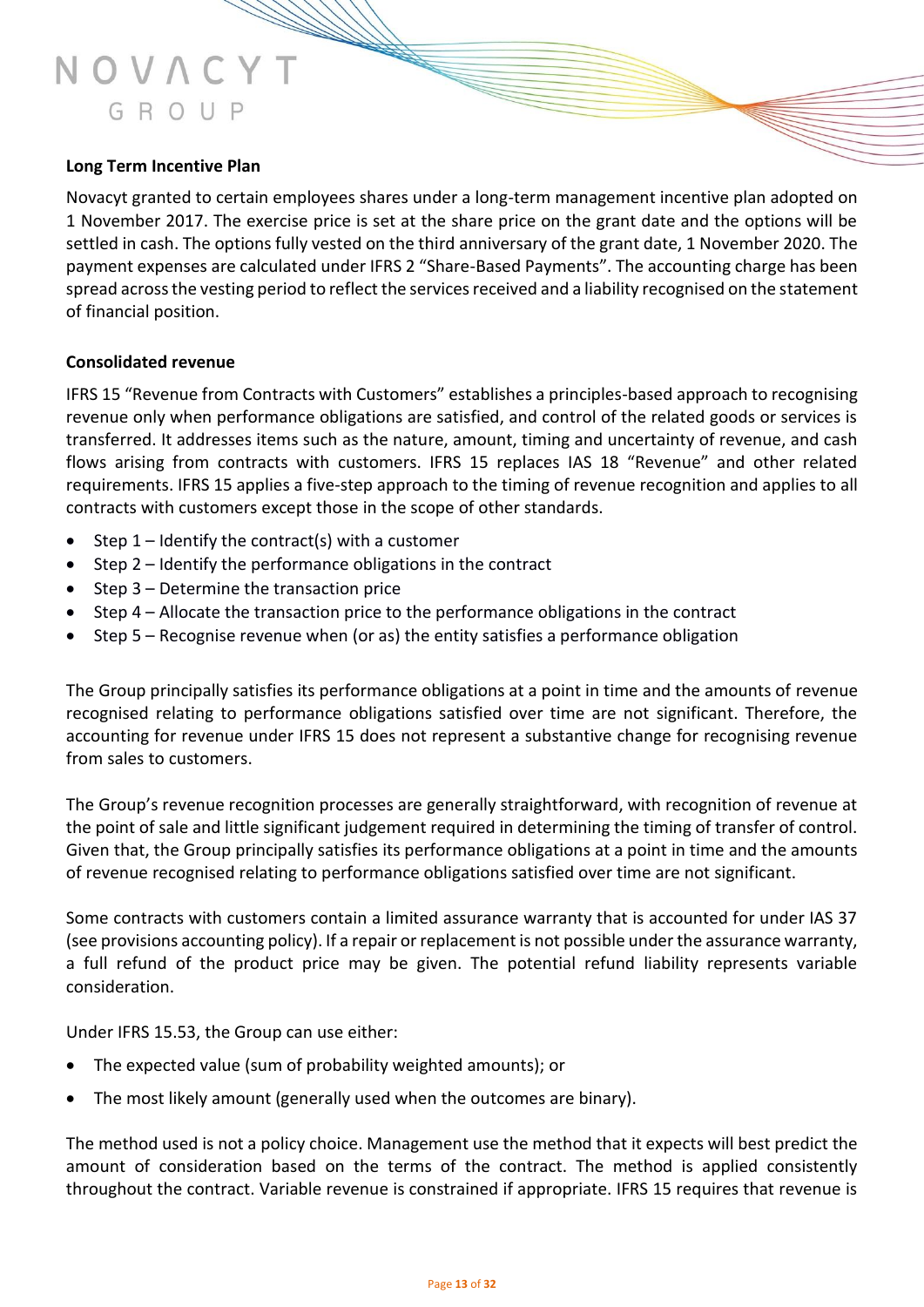### Long Term Incentive Plan

Novacyt granted to certain employees shares under a long-term management incentive plan adopted on 1 November 2017. The exercise price is set at the share price on the grant date and the options will be settled in cash. The options fully vested on the third anniversary of the grant date, 1 November 2020. The payment expenses are calculated under IFRS 2 "Share-Based Payments". The accounting charge has been spread across the vesting period to reflect the services received and a liability recognised on the statement of financial position.

### Consolidated revenue

IFRS 15 "Revenue from Contracts with Customers" establishes a principles-based approach to recognising revenue only when performance obligations are satisfied, and control of the related goods or services is transferred. It addresses items such as the nature, amount, timing and uncertainty of revenue, and cash flows arising from contracts with customers. IFRS 15 replaces IAS 18 "Revenue" and other related requirements. IFRS 15 applies a five-step approach to the timing of revenue recognition and applies to all contracts with customers except those in the scope of other standards.

- Step 1 – Identify the contract(s) with a customer
- Step 2 – Identify the performance obligations in the contract
- Step 3 – Determine the transaction price
- Step 4 – Allocate the transaction price to the performance obligations in the contract
- Step 5 – Recognise revenue when (or as) the entity satisfies a performance obligation

The Group principally satisfies its performance obligations at a point in time and the amounts of revenue recognised relating to performance obligations satisfied over time are not significant. Therefore, the accounting for revenue under IFRS 15 does not represent a substantive change for recognising revenue from sales to customers.

The Group's revenue recognition processes are generally straightforward, with recognition of revenue at the point of sale and little significant judgement required in determining the timing of transfer of control. Given that, the Group principally satisfies its performance obligations at a point in time and the amounts of revenue recognised relating to performance obligations satisfied over time are not significant.

Some contracts with customers contain a limited assurance warranty that is accounted for under IAS 37 (see provisions accounting policy). If a repair or replacement is not possible under the assurance warranty, a full refund of the product price may be given. The potential refund liability represents variable consideration.

Under IFRS 15.53, the Group can use either:

- The expected value (sum of probability weighted amounts); or
- The most likely amount (generally used when the outcomes are binary).

The method used is not a policy choice. Management use the method that it expects will best predict the amount of consideration based on the terms of the contract. The method is applied consistently throughout the contract. Variable revenue is constrained if appropriate. IFRS 15 requires that revenue is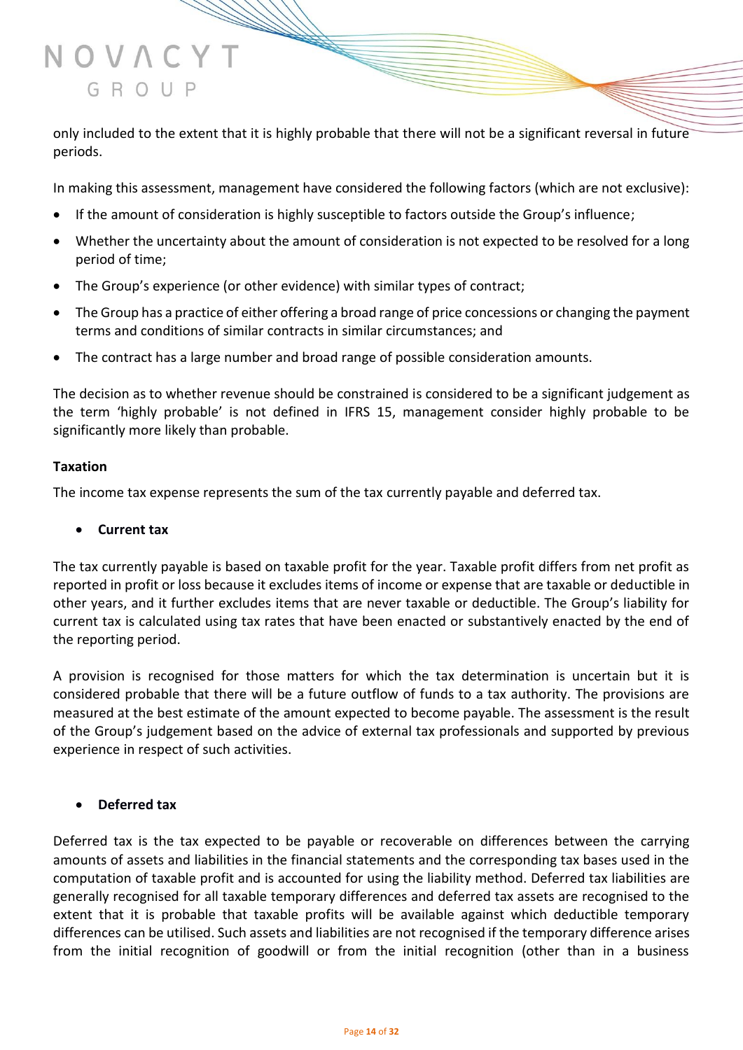only included to the extent that it is highly probable that there will not be a significant reversal in future periods.

In making this assessment, management have considered the following factors (which are not exclusive):

- If the amount of consideration is highly susceptible to factors outside the Group's influence;
- Whether the uncertainty about the amount of consideration is not expected to be resolved for a long period of time;
- The Group's experience (or other evidence) with similar types of contract;
- The Group has a practice of either offering a broad range of price concessions or changing the payment terms and conditions of similar contracts in similar circumstances; and
- The contract has a large number and broad range of possible consideration amounts.

The decision as to whether revenue should be constrained is considered to be a significant judgement as the term 'highly probable' is not defined in IFRS 15, management consider highly probable to be significantly more likely than probable.

**Taxation**

The income tax expense represents the sum of the tax currently payable and deferred tax.

- **Current tax**

The tax currently payable is based on taxable profit for the year. Taxable profit differs from net profit as reported in profit or loss because it excludes items of income or expense that are taxable or deductible in other years, and it further excludes items that are never taxable or deductible. The Group's liability for current tax is calculated using tax rates that have been enacted or substantively enacted by the end of the reporting period.

A provision is recognised for those matters for which the tax determination is uncertain but it is considered probable that there will be a future outflow of funds to a tax authority. The provisions are measured at the best estimate of the amount expected to become payable. The assessment is the result of the Group's judgement based on the advice of external tax professionals and supported by previous experience in respect of such activities.

- **Deferred tax**

Deferred tax is the tax expected to be payable or recoverable on differences between the carrying amounts of assets and liabilities in the financial statements and the corresponding tax bases used in the computation of taxable profit and is accounted for using the liability method. Deferred tax liabilities are generally recognised for all taxable temporary differences and deferred tax assets are recognised to the extent that it is probable that taxable profits will be available against which deductible temporary differences can be utilised. Such assets and liabilities are not recognised if the temporary difference arises from the initial recognition of goodwill or from the initial recognition (other than in a business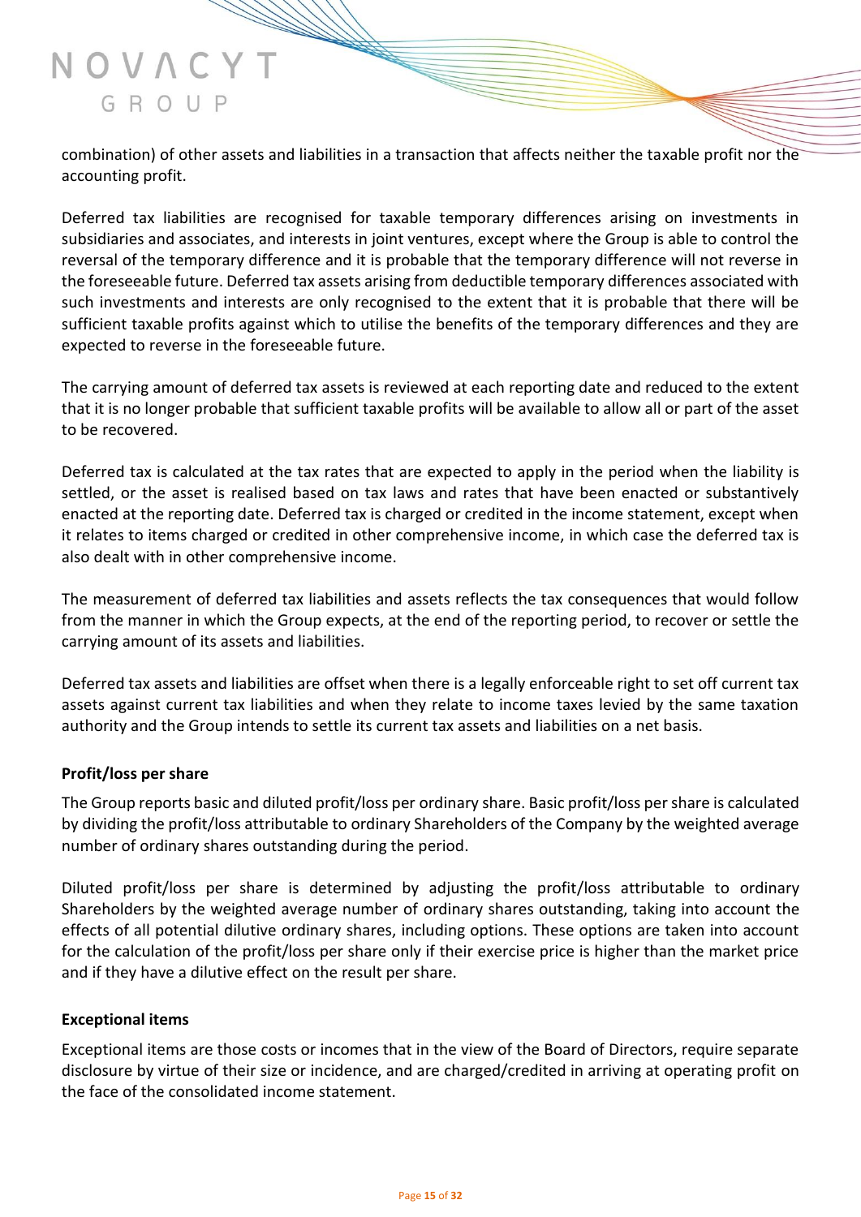combination) of other assets and liabilities in a transaction that affects neither the taxable profit nor the accounting profit.

Deferred tax liabilities are recognised for taxable temporary differences arising on investments in subsidiaries and associates, and interests in joint ventures, except where the Group is able to control the reversal of the temporary difference and it is probable that the temporary difference will not reverse in the foreseeable future. Deferred tax assets arising from deductible temporary differences associated with such investments and interests are only recognised to the extent that it is probable that there will be sufficient taxable profits against which to utilise the benefits of the temporary differences and they are expected to reverse in the foreseeable future.

The carrying amount of deferred tax assets is reviewed at each reporting date and reduced to the extent that it is no longer probable that sufficient taxable profits will be available to allow all or part of the asset to be recovered.

Deferred tax is calculated at the tax rates that are expected to apply in the period when the liability is settled, or the asset is realised based on tax laws and rates that have been enacted or substantively enacted at the reporting date. Deferred tax is charged or credited in the income statement, except when it relates to items charged or credited in other comprehensive income, in which case the deferred tax is also dealt with in other comprehensive income.

The measurement of deferred tax liabilities and assets reflects the tax consequences that would follow from the manner in which the Group expects, at the end of the reporting period, to recover or settle the carrying amount of its assets and liabilities.

Deferred tax assets and liabilities are offset when there is a legally enforceable right to set off current tax assets against current tax liabilities and when they relate to income taxes levied by the same taxation authority and the Group intends to settle its current tax assets and liabilities on a net basis.

**Profit/loss per share**

The Group reports basic and diluted profit/loss per ordinary share. Basic profit/loss per share is calculated by dividing the profit/loss attributable to ordinary Shareholders of the Company by the weighted average number of ordinary shares outstanding during the period.

Diluted profit/loss per share is determined by adjusting the profit/loss attributable to ordinary Shareholders by the weighted average number of ordinary shares outstanding, taking into account the effects of all potential dilutive ordinary shares, including options. These options are taken into account for the calculation of the profit/loss per share only if their exercise price is higher than the market price and if they have a dilutive effect on the result per share.

**Exceptional items**

Exceptional items are those costs or incomes that in the view of the Board of Directors, require separate disclosure by virtue of their size or incidence, and are charged/credited in arriving at operating profit on the face of the consolidated income statement.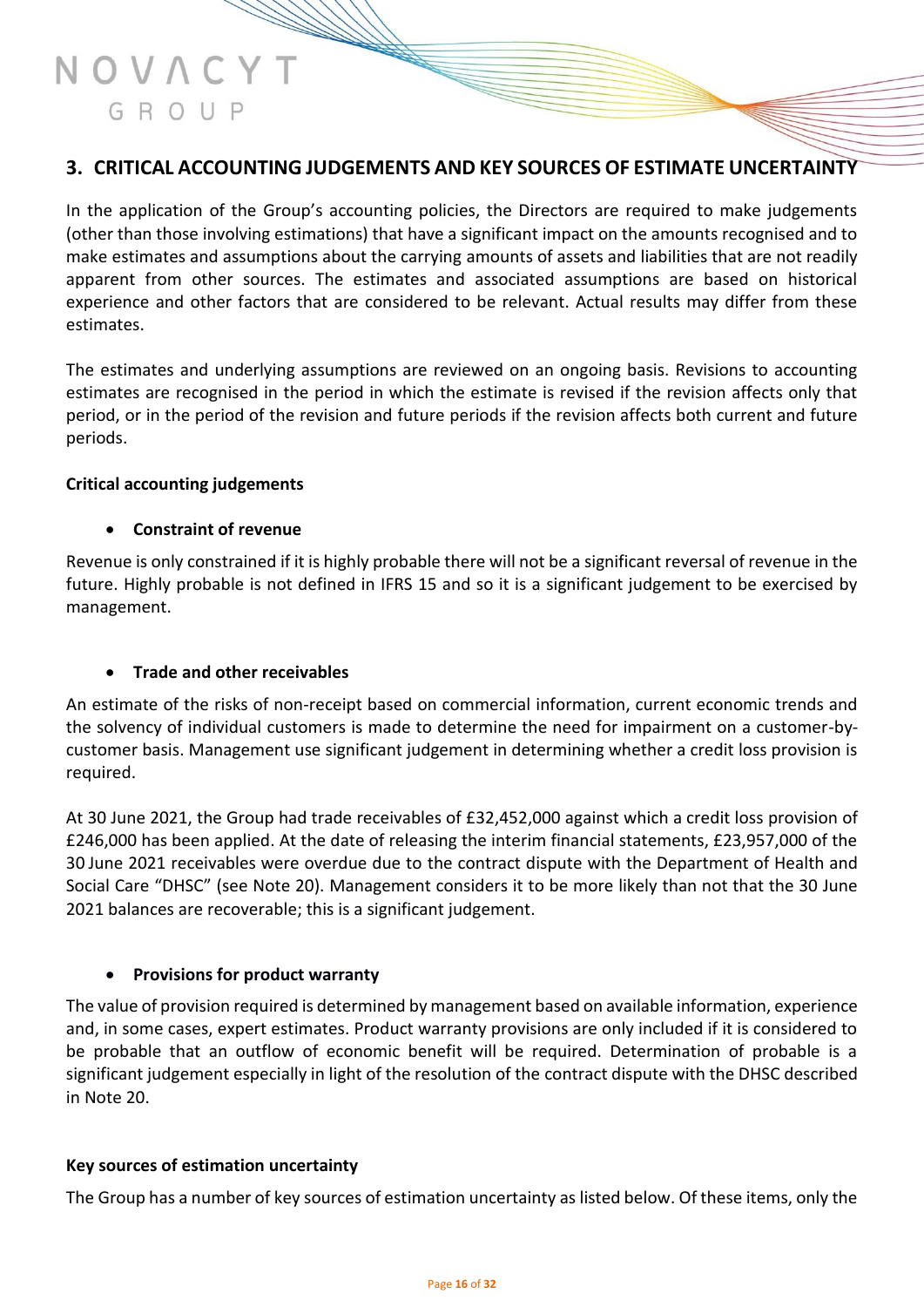## 3. CRITICAL ACCOUNTING JUDGEMENTS AND KEY SOURCES OF ESTIMATE UNCERTAINTY

In the application of the Group's accounting policies, the Directors are required to make judgements (other than those involving estimations) that have a significant impact on the amounts recognised and to make estimates and assumptions about the carrying amounts of assets and liabilities that are not readily apparent from other sources. The estimates and associated assumptions are based on historical experience and other factors that are considered to be relevant. Actual results may differ from these estimates.

The estimates and underlying assumptions are reviewed on an ongoing basis. Revisions to accounting estimates are recognised in the period in which the estimate is revised if the revision affects only that period, or in the period of the revision and future periods if the revision affects both current and future periods.

**Critical accounting judgements**

- **Constraint of revenue**

Revenue is only constrained if it is highly probable there will not be a significant reversal of revenue in the future. Highly probable is not defined in IFRS 15 and so it is a significant judgement to be exercised by management.

- **Trade and other receivables**

An estimate of the risks of non-receipt based on commercial information, current economic trends and the solvency of individual customers is made to determine the need for impairment on a customer-by-customer basis. Management use significant judgement in determining whether a credit loss provision is required.

At 30 June 2021, the Group had trade receivables of £32,452,000 against which a credit loss provision of £246,000 has been applied. At the date of releasing the interim financial statements, £23,957,000 of the 30 June 2021 receivables were overdue due to the contract dispute with the Department of Health and Social Care "DHSC" (see Note 20). Management considers it to be more likely than not that the 30 June 2021 balances are recoverable; this is a significant judgement.

- **Provisions for product warranty**

The value of provision required is determined by management based on available information, experience and, in some cases, expert estimates. Product warranty provisions are only included if it is considered to be probable that an outflow of economic benefit will be required. Determination of probable is a significant judgement especially in light of the resolution of the contract dispute with the DHSC described in Note 20.

**Key sources of estimation uncertainty**

The Group has a number of key sources of estimation uncertainty as listed below. Of these items, only the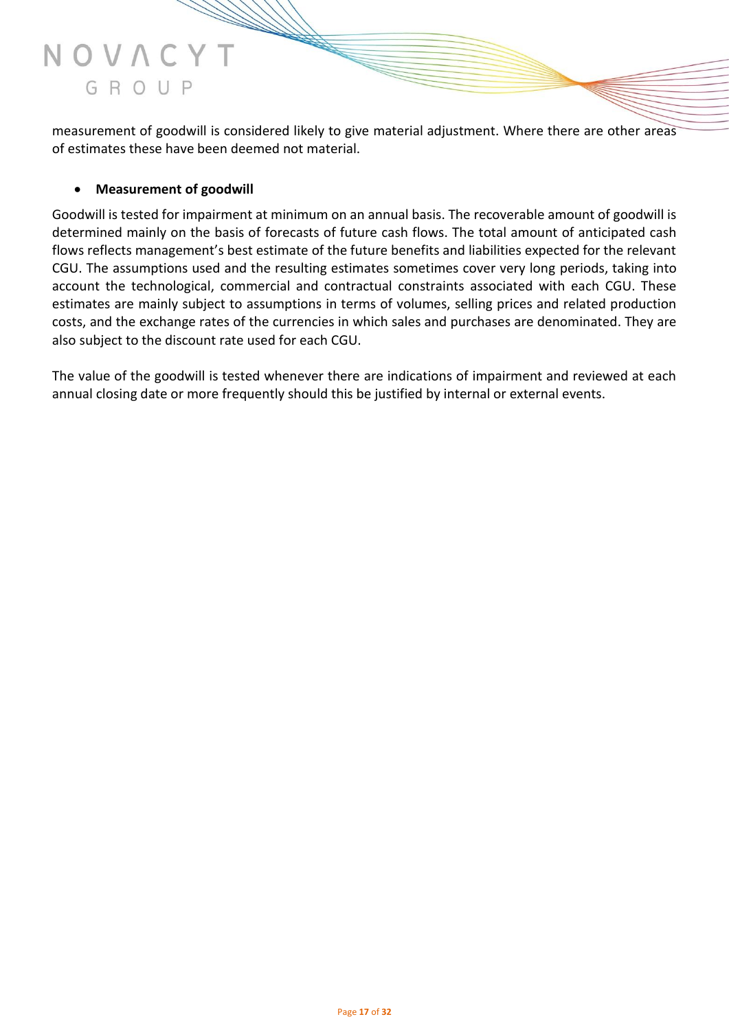measurement of goodwill is considered likely to give material adjustment. Where there are other areas of estimates these have been deemed not material.

- **Measurement of goodwill**

Goodwill is tested for impairment at minimum on an annual basis. The recoverable amount of goodwill is determined mainly on the basis of forecasts of future cash flows. The total amount of anticipated cash flows reflects management's best estimate of the future benefits and liabilities expected for the relevant CGU. The assumptions used and the resulting estimates sometimes cover very long periods, taking into account the technological, commercial and contractual constraints associated with each CGU. These estimates are mainly subject to assumptions in terms of volumes, selling prices and related production costs, and the exchange rates of the currencies in which sales and purchases are denominated. They are also subject to the discount rate used for each CGU.

The value of the goodwill is tested whenever there are indications of impairment and reviewed at each annual closing date or more frequently should this be justified by internal or external events.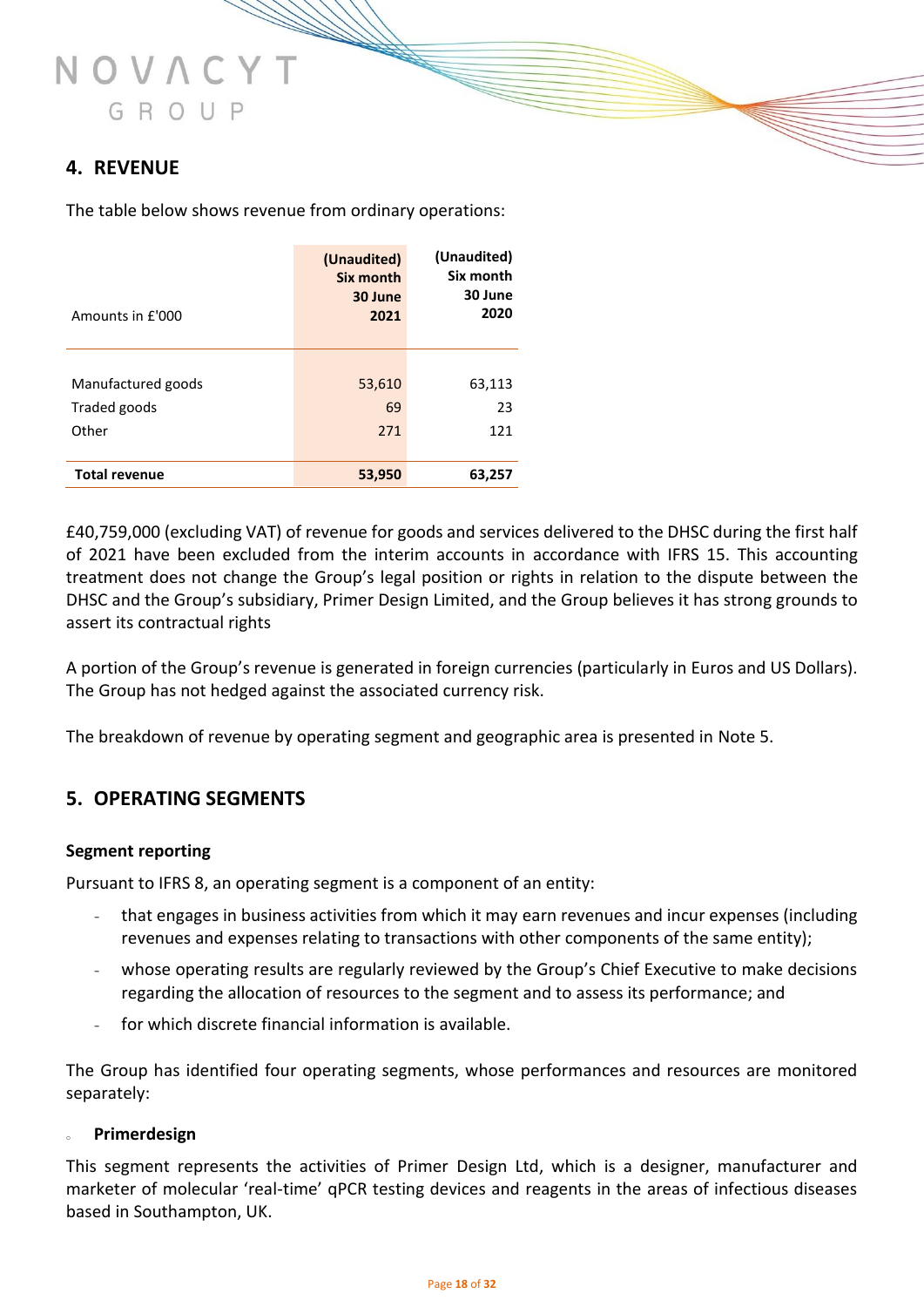## 4. REVENUE

The table below shows revenue from ordinary operations:

| Amounts in £'000 | (Unaudited) Six month 30 June 2021 | (Unaudited) Six month 30 June 2020 |
|---|---|---|
| Manufactured goods | 53,610 | 63,113 |
| Traded goods | 69 | 23 |
| Other | 271 | 121 |
| **Total revenue** | **53,950** | **63,257** |

£40,759,000 (excluding VAT) of revenue for goods and services delivered to the DHSC during the first half of 2021 have been excluded from the interim accounts in accordance with IFRS 15. This accounting treatment does not change the Group's legal position or rights in relation to the dispute between the DHSC and the Group's subsidiary, Primer Design Limited, and the Group believes it has strong grounds to assert its contractual rights

A portion of the Group's revenue is generated in foreign currencies (particularly in Euros and US Dollars). The Group has not hedged against the associated currency risk.

The breakdown of revenue by operating segment and geographic area is presented in Note 5.

## 5. OPERATING SEGMENTS

### Segment reporting

Pursuant to IFRS 8, an operating segment is a component of an entity:

- that engages in business activities from which it may earn revenues and incur expenses (including revenues and expenses relating to transactions with other components of the same entity);
- whose operating results are regularly reviewed by the Group's Chief Executive to make decisions regarding the allocation of resources to the segment and to assess its performance; and
- for which discrete financial information is available.

The Group has identified four operating segments, whose performances and resources are monitored separately:

- **Primerdesign**

This segment represents the activities of Primer Design Ltd, which is a designer, manufacturer and marketer of molecular 'real-time' qPCR testing devices and reagents in the areas of infectious diseases based in Southampton, UK.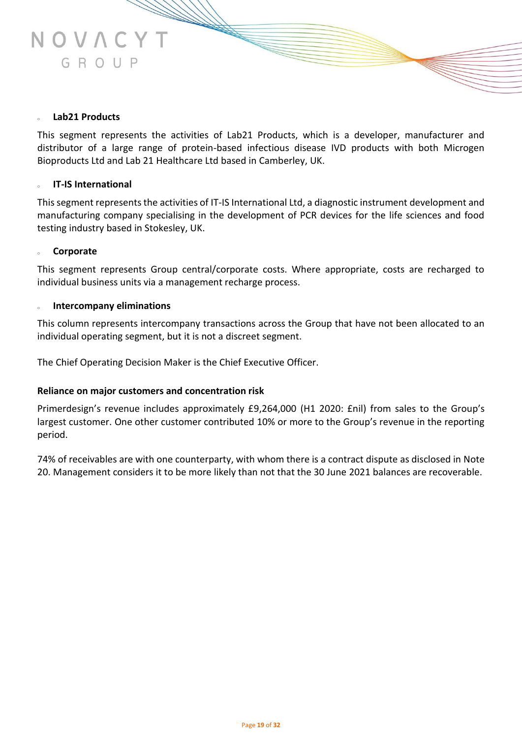- **Lab21 Products**

This segment represents the activities of Lab21 Products, which is a developer, manufacturer and distributor of a large range of protein-based infectious disease IVD products with both Microgen Bioproducts Ltd and Lab 21 Healthcare Ltd based in Camberley, UK.

- **IT-IS International**

This segment represents the activities of IT-IS International Ltd, a diagnostic instrument development and manufacturing company specialising in the development of PCR devices for the life sciences and food testing industry based in Stokesley, UK.

- **Corporate**

This segment represents Group central/corporate costs. Where appropriate, costs are recharged to individual business units via a management recharge process.

- **Intercompany eliminations**

This column represents intercompany transactions across the Group that have not been allocated to an individual operating segment, but it is not a discreet segment.

The Chief Operating Decision Maker is the Chief Executive Officer.

**Reliance on major customers and concentration risk**

Primerdesign's revenue includes approximately £9,264,000 (H1 2020: £nil) from sales to the Group's largest customer. One other customer contributed 10% or more to the Group's revenue in the reporting period.

74% of receivables are with one counterparty, with whom there is a contract dispute as disclosed in Note 20. Management considers it to be more likely than not that the 30 June 2021 balances are recoverable.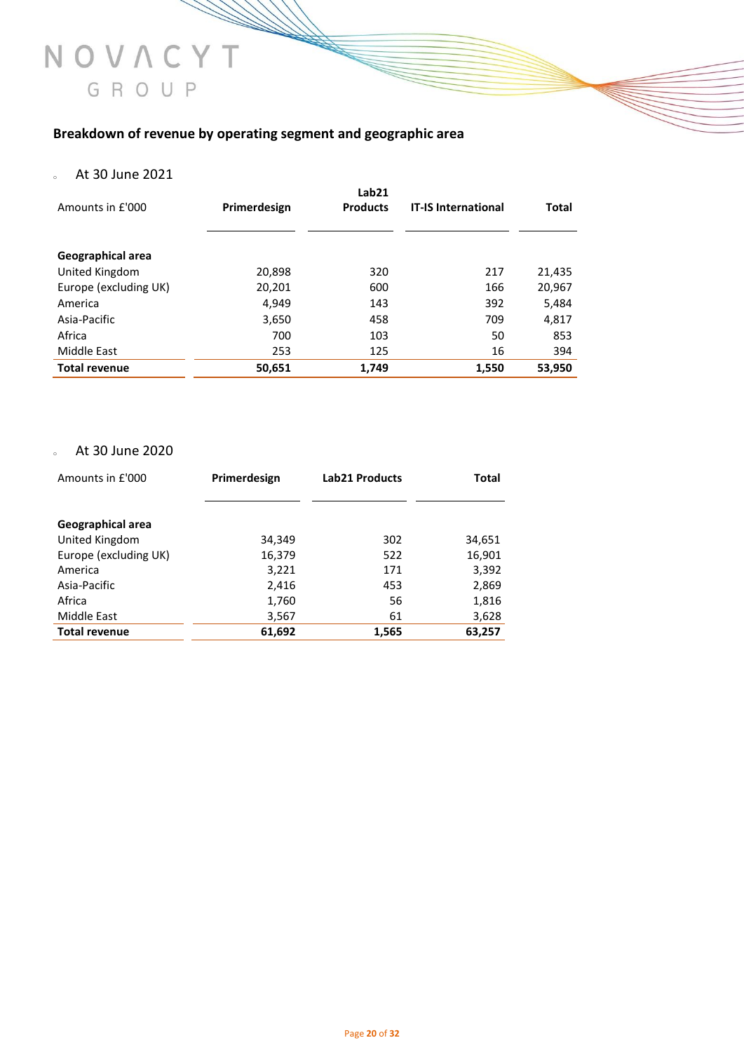## Breakdown of revenue by operating segment and geographic area

- At 30 June 2021

| Amounts in £'000 | Primerdesign | Lab21 Products | IT-IS International | Total |
|---|---|---|---|---|
| **Geographical area** | | | | |
| United Kingdom | 20,898 | 320 | 217 | 21,435 |
| Europe (excluding UK) | 20,201 | 600 | 166 | 20,967 |
| America | 4,949 | 143 | 392 | 5,484 |
| Asia-Pacific | 3,650 | 458 | 709 | 4,817 |
| Africa | 700 | 103 | 50 | 853 |
| Middle East | 253 | 125 | 16 | 394 |
| **Total revenue** | **50,651** | **1,749** | **1,550** | **53,950** |

- At 30 June 2020

| Amounts in £'000 | Primerdesign | Lab21 Products | Total |
|---|---|---|---|
| **Geographical area** | | | |
| United Kingdom | 34,349 | 302 | 34,651 |
| Europe (excluding UK) | 16,379 | 522 | 16,901 |
| America | 3,221 | 171 | 3,392 |
| Asia-Pacific | 2,416 | 453 | 2,869 |
| Africa | 1,760 | 56 | 1,816 |
| Middle East | 3,567 | 61 | 3,628 |
| **Total revenue** | **61,692** | **1,565** | **63,257** |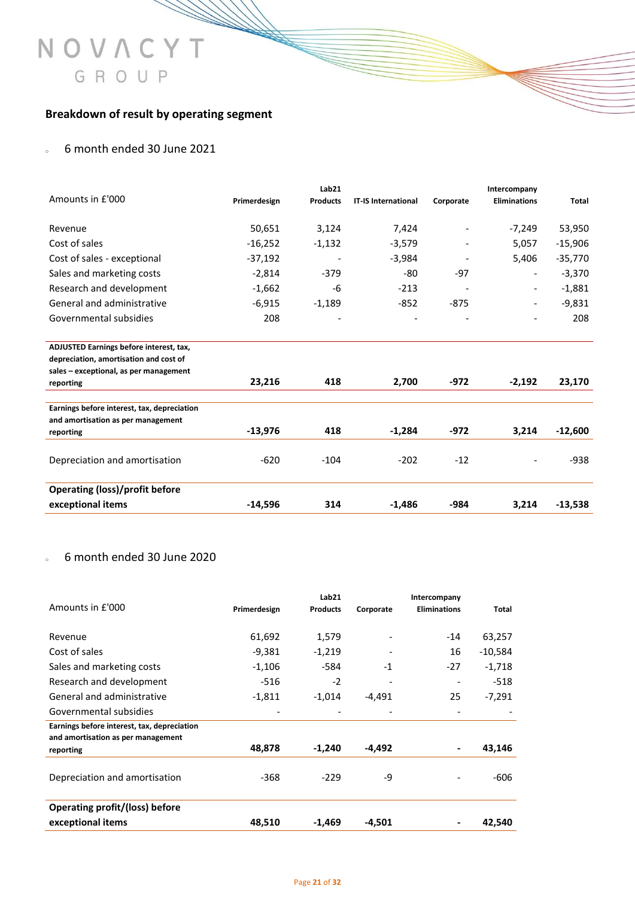## Breakdown of result by operating segment

- 6 month ended 30 June 2021

| Amounts in £'000 | Primerdesign | Lab21 Products | IT-IS International | Corporate | Intercompany Eliminations | Total |
|---|---|---|---|---|---|---|
| Revenue | 50,651 | 3,124 | 7,424 | - | -7,249 | 53,950 |
| Cost of sales | -16,252 | -1,132 | -3,579 | - | 5,057 | -15,906 |
| Cost of sales - exceptional | -37,192 | - | -3,984 | - | 5,406 | -35,770 |
| Sales and marketing costs | -2,814 | -379 | -80 | -97 | - | -3,370 |
| Research and development | -1,662 | -6 | -213 | - | - | -1,881 |
| General and administrative | -6,915 | -1,189 | -852 | -875 | - | -9,831 |
| Governmental subsidies | 208 | - | - | - | - | 208 |
| **ADJUSTED Earnings before interest, tax, depreciation, amortisation and cost of sales – exceptional, as per management reporting** | **23,216** | **418** | **2,700** | **-972** | **-2,192** | **23,170** |
| **Earnings before interest, tax, depreciation and amortisation as per management reporting** | **-13,976** | **418** | **-1,284** | **-972** | **3,214** | **-12,600** |
| Depreciation and amortisation | -620 | -104 | -202 | -12 | - | -938 |
| **Operating (loss)/profit before exceptional items** | **-14,596** | **314** | **-1,486** | **-984** | **3,214** | **-13,538** |

- 6 month ended 30 June 2020

| Amounts in £'000 | Primerdesign | Lab21 Products | Corporate | Intercompany Eliminations | Total |
|---|---|---|---|---|---|
| Revenue | 61,692 | 1,579 | - | -14 | 63,257 |
| Cost of sales | -9,381 | -1,219 | - | 16 | -10,584 |
| Sales and marketing costs | -1,106 | -584 | -1 | -27 | -1,718 |
| Research and development | -516 | -2 | - | - | -518 |
| General and administrative | -1,811 | -1,014 | -4,491 | 25 | -7,291 |
| Governmental subsidies | - | - | - | - | - |
| **Earnings before interest, tax, depreciation and amortisation as per management reporting** | **48,878** | **-1,240** | **-4,492** | **-** | **43,146** |
| Depreciation and amortisation | -368 | -229 | -9 | - | -606 |
| **Operating profit/(loss) before exceptional items** | **48,510** | **-1,469** | **-4,501** | **-** | **42,540** |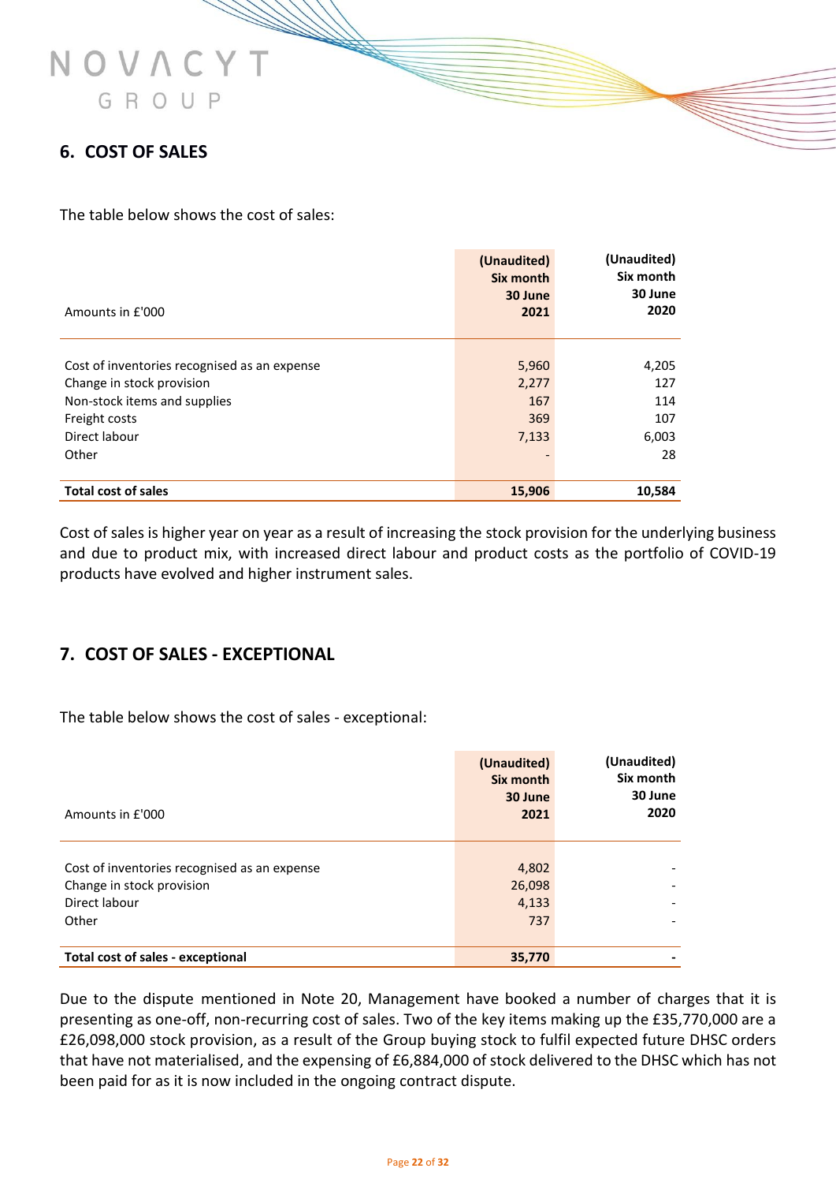## 6. COST OF SALES

The table below shows the cost of sales:

| Amounts in £'000 | (Unaudited) Six month 30 June 2021 | (Unaudited) Six month 30 June 2020 |
|---|---|---|
| Cost of inventories recognised as an expense | 5,960 | 4,205 |
| Change in stock provision | 2,277 | 127 |
| Non-stock items and supplies | 167 | 114 |
| Freight costs | 369 | 107 |
| Direct labour | 7,133 | 6,003 |
| Other | - | 28 |
| **Total cost of sales** | **15,906** | **10,584** |

Cost of sales is higher year on year as a result of increasing the stock provision for the underlying business and due to product mix, with increased direct labour and product costs as the portfolio of COVID-19 products have evolved and higher instrument sales.

## 7. COST OF SALES - EXCEPTIONAL

The table below shows the cost of sales - exceptional:

| Amounts in £'000 | (Unaudited) Six month 30 June 2021 | (Unaudited) Six month 30 June 2020 |
|---|---|---|
| Cost of inventories recognised as an expense | 4,802 | - |
| Change in stock provision | 26,098 | - |
| Direct labour | 4,133 | - |
| Other | 737 | - |
| **Total cost of sales - exceptional** | **35,770** | **-** |

Due to the dispute mentioned in Note 20, Management have booked a number of charges that it is presenting as one-off, non-recurring cost of sales. Two of the key items making up the £35,770,000 are a £26,098,000 stock provision, as a result of the Group buying stock to fulfil expected future DHSC orders that have not materialised, and the expensing of £6,884,000 of stock delivered to the DHSC which has not been paid for as it is now included in the ongoing contract dispute.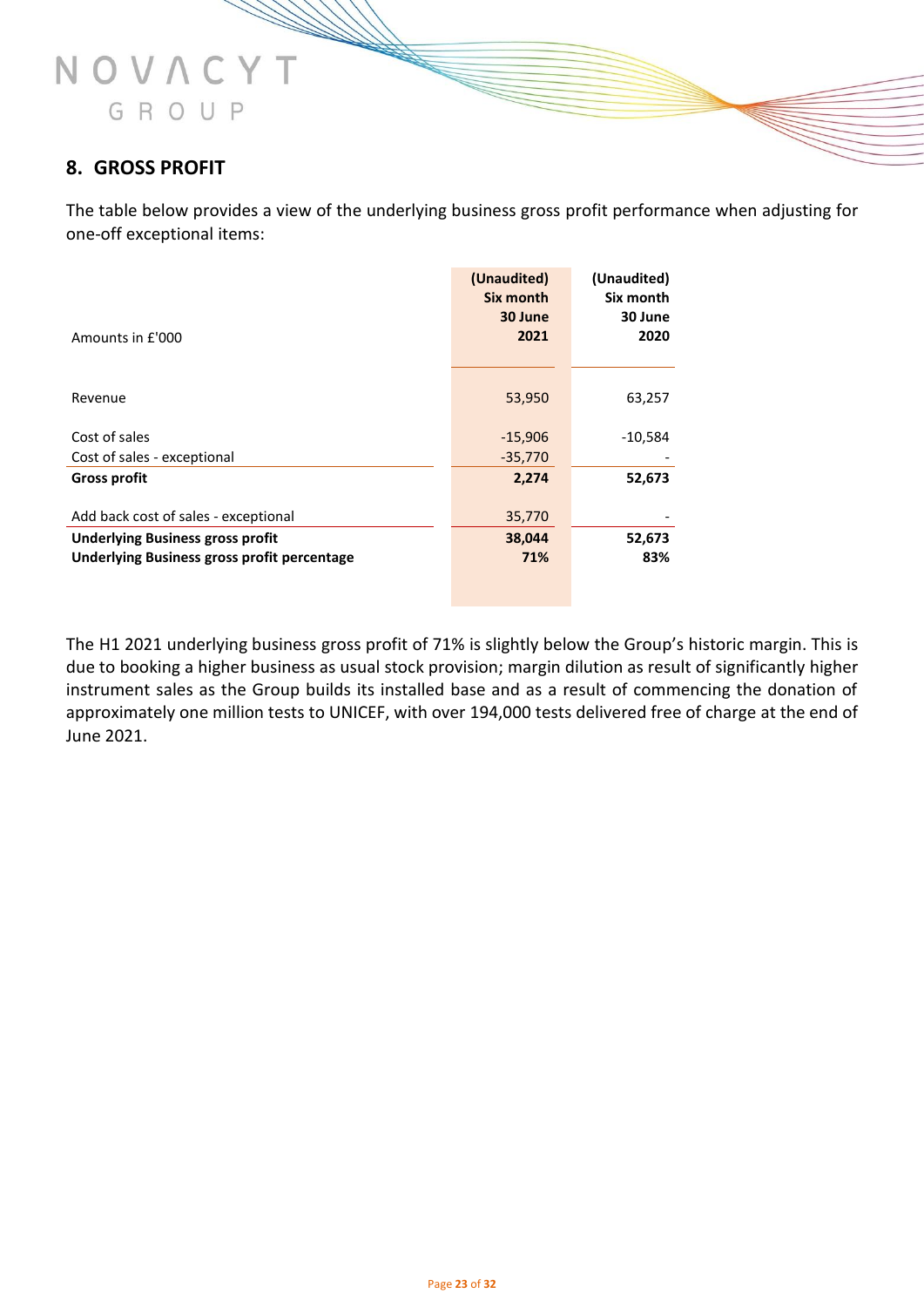## 8. GROSS PROFIT

The table below provides a view of the underlying business gross profit performance when adjusting for one-off exceptional items:

| Amounts in £'000 | (Unaudited) Six month 30 June 2021 | (Unaudited) Six month 30 June 2020 |
|---|---|---|
| Revenue | 53,950 | 63,257 |
| Cost of sales | -15,906 | -10,584 |
| Cost of sales - exceptional | -35,770 | - |
| **Gross profit** | **2,274** | **52,673** |
| Add back cost of sales - exceptional | 35,770 | - |
| **Underlying Business gross profit** | **38,044** | **52,673** |
| **Underlying Business gross profit percentage** | **71%** | **83%** |

The H1 2021 underlying business gross profit of 71% is slightly below the Group's historic margin. This is due to booking a higher business as usual stock provision; margin dilution as result of significantly higher instrument sales as the Group builds its installed base and as a result of commencing the donation of approximately one million tests to UNICEF, with over 194,000 tests delivered free of charge at the end of June 2021.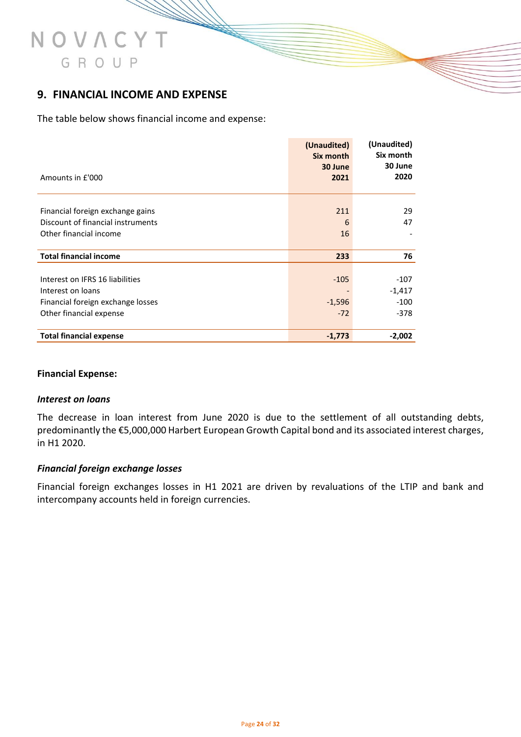## 9. FINANCIAL INCOME AND EXPENSE

The table below shows financial income and expense:

| Amounts in £'000 | (Unaudited) Six month 30 June 2021 | (Unaudited) Six month 30 June 2020 |
|---|---|---|
| Financial foreign exchange gains | 211 | 29 |
| Discount of financial instruments | 6 | 47 |
| Other financial income | 16 | - |
| **Total financial income** | **233** | **76** |
| Interest on IFRS 16 liabilities | -105 | -107 |
| Interest on loans | - | -1,417 |
| Financial foreign exchange losses | -1,596 | -100 |
| Other financial expense | -72 | -378 |
| **Total financial expense** | **-1,773** | **-2,002** |

**Financial Expense:**

***Interest on loans***

The decrease in loan interest from June 2020 is due to the settlement of all outstanding debts, predominantly the €5,000,000 Harbert European Growth Capital bond and its associated interest charges, in H1 2020.

***Financial foreign exchange losses***

Financial foreign exchanges losses in H1 2021 are driven by revaluations of the LTIP and bank and intercompany accounts held in foreign currencies.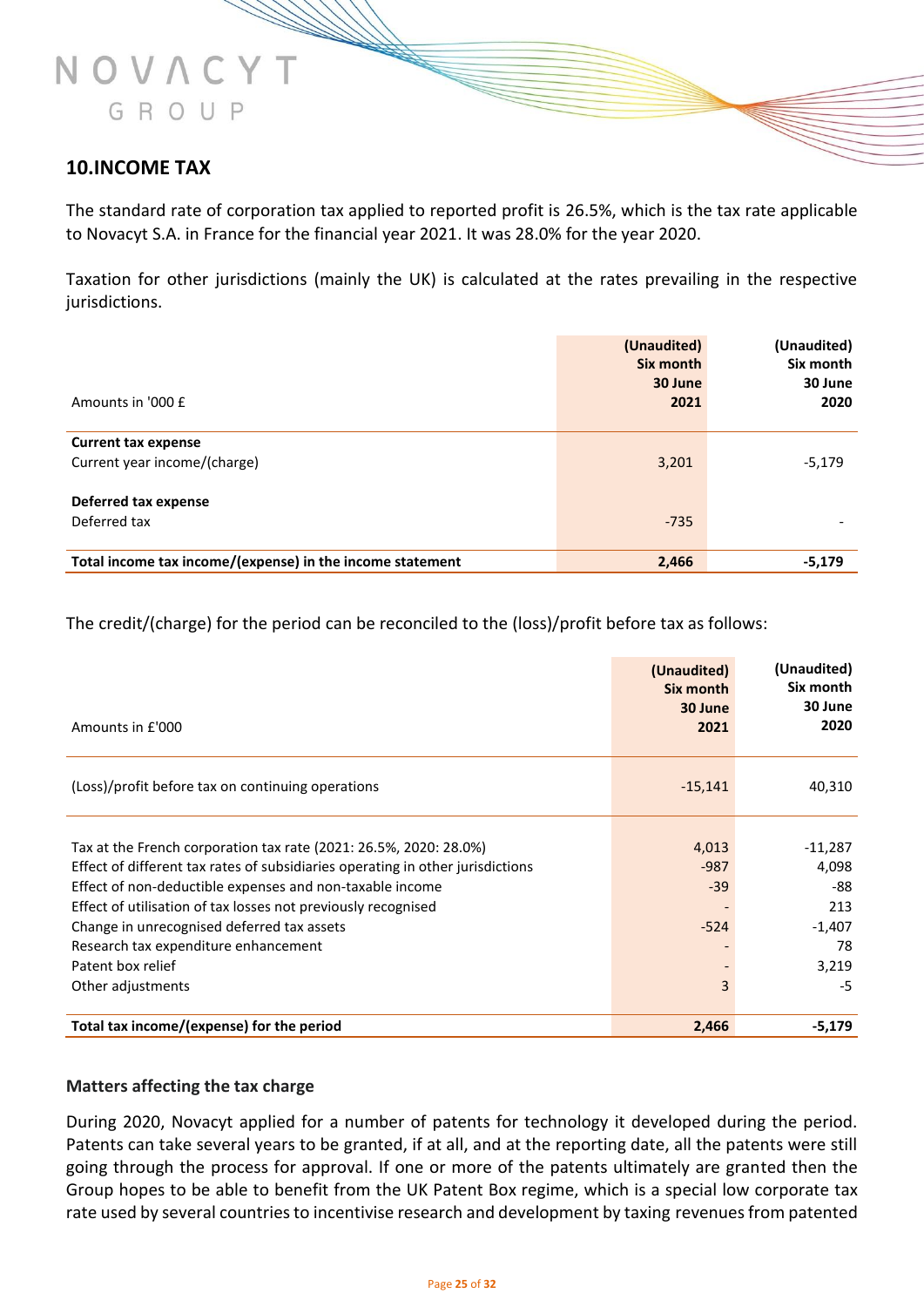## 10.INCOME TAX

The standard rate of corporation tax applied to reported profit is 26.5%, which is the tax rate applicable to Novacyt S.A. in France for the financial year 2021. It was 28.0% for the year 2020.

Taxation for other jurisdictions (mainly the UK) is calculated at the rates prevailing in the respective jurisdictions.

| Amounts in '000 £ | (Unaudited) Six month 30 June 2021 | (Unaudited) Six month 30 June 2020 |
|---|---|---|
| **Current tax expense** | | |
| Current year income/(charge) | 3,201 | -5,179 |
| **Deferred tax expense** | | |
| Deferred tax | -735 | - |
| **Total income tax income/(expense) in the income statement** | **2,466** | **-5,179** |

The credit/(charge) for the period can be reconciled to the (loss)/profit before tax as follows:

| Amounts in £'000 | (Unaudited) Six month 30 June 2021 | (Unaudited) Six month 30 June 2020 |
|---|---|---|
| (Loss)/profit before tax on continuing operations | -15,141 | 40,310 |
| Tax at the French corporation tax rate (2021: 26.5%, 2020: 28.0%) | 4,013 | -11,287 |
| Effect of different tax rates of subsidiaries operating in other jurisdictions | -987 | 4,098 |
| Effect of non-deductible expenses and non-taxable income | -39 | -88 |
| Effect of utilisation of tax losses not previously recognised | - | 213 |
| Change in unrecognised deferred tax assets | -524 | -1,407 |
| Research tax expenditure enhancement | - | 78 |
| Patent box relief | - | 3,219 |
| Other adjustments | 3 | -5 |
| **Total tax income/(expense) for the period** | **2,466** | **-5,179** |

### Matters affecting the tax charge

During 2020, Novacyt applied for a number of patents for technology it developed during the period. Patents can take several years to be granted, if at all, and at the reporting date, all the patents were still going through the process for approval. If one or more of the patents ultimately are granted then the Group hopes to be able to benefit from the UK Patent Box regime, which is a special low corporate tax rate used by several countries to incentivise research and development by taxing revenues from patented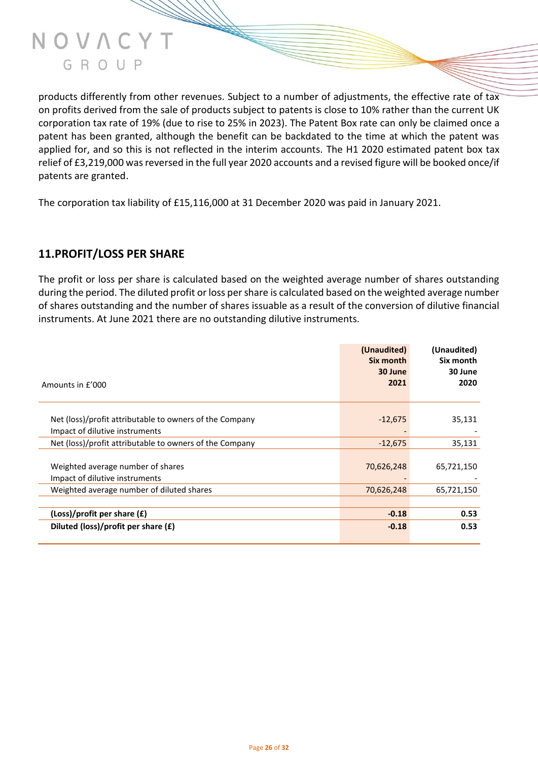products differently from other revenues. Subject to a number of adjustments, the effective rate of tax on profits derived from the sale of products subject to patents is close to 10% rather than the current UK corporation tax rate of 19% (due to rise to 25% in 2023). The Patent Box rate can only be claimed once a patent has been granted, although the benefit can be backdated to the time at which the patent was applied for, and so this is not reflected in the interim accounts. The H1 2020 estimated patent box tax relief of £3,219,000 was reversed in the full year 2020 accounts and a revised figure will be booked once/if patents are granted.

The corporation tax liability of £15,116,000 at 31 December 2020 was paid in January 2021.

## 11.PROFIT/LOSS PER SHARE

The profit or loss per share is calculated based on the weighted average number of shares outstanding during the period. The diluted profit or loss per share is calculated based on the weighted average number of shares outstanding and the number of shares issuable as a result of the conversion of dilutive financial instruments. At June 2021 there are no outstanding dilutive instruments.

| Amounts in £'000 | (Unaudited) Six month 30 June 2021 | (Unaudited) Six month 30 June 2020 |
|---|---|---|
| Net (loss)/profit attributable to owners of the Company | -12,675 | 35,131 |
| Impact of dilutive instruments | - | - |
| Net (loss)/profit attributable to owners of the Company | -12,675 | 35,131 |
| Weighted average number of shares | 70,626,248 | 65,721,150 |
| Impact of dilutive instruments | - | - |
| Weighted average number of diluted shares | 70,626,248 | 65,721,150 |
| **(Loss)/profit per share (£)** | **-0.18** | **0.53** |
| **Diluted (loss)/profit per share (£)** | **-0.18** | **0.53** |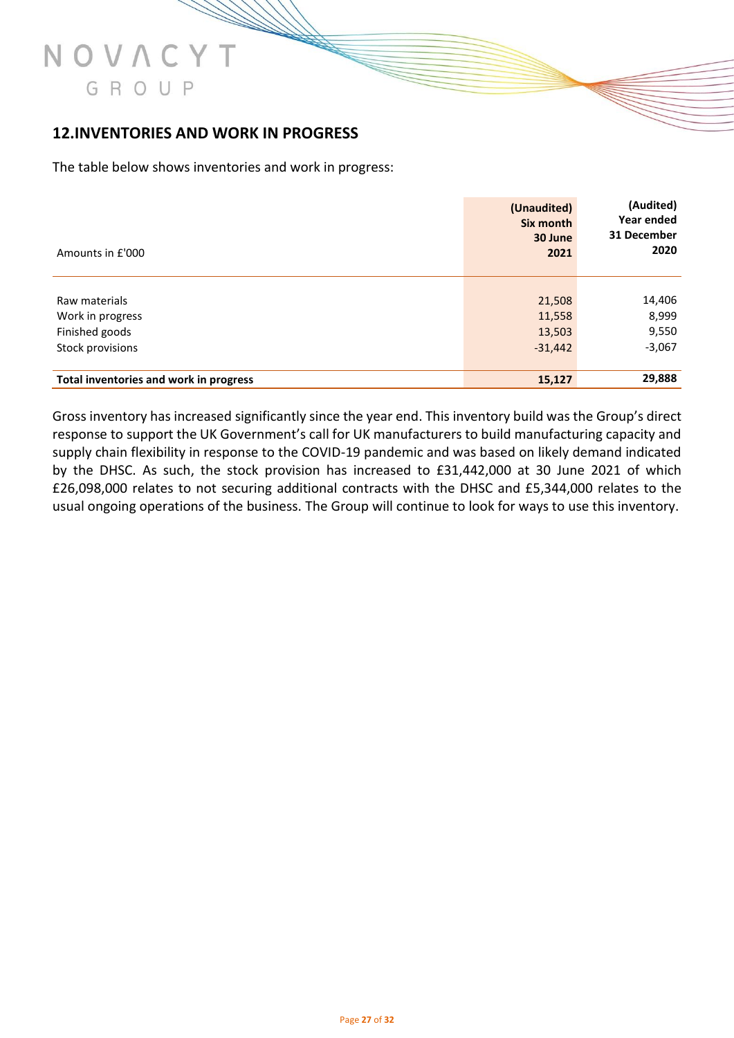## 12.INVENTORIES AND WORK IN PROGRESS

The table below shows inventories and work in progress:

| Amounts in £'000 | (Unaudited) Six month 30 June 2021 | (Audited) Year ended 31 December 2020 |
|---|---|---|
| Raw materials | 21,508 | 14,406 |
| Work in progress | 11,558 | 8,999 |
| Finished goods | 13,503 | 9,550 |
| Stock provisions | -31,442 | -3,067 |
| **Total inventories and work in progress** | **15,127** | **29,888** |

Gross inventory has increased significantly since the year end. This inventory build was the Group's direct response to support the UK Government's call for UK manufacturers to build manufacturing capacity and supply chain flexibility in response to the COVID-19 pandemic and was based on likely demand indicated by the DHSC. As such, the stock provision has increased to £31,442,000 at 30 June 2021 of which £26,098,000 relates to not securing additional contracts with the DHSC and £5,344,000 relates to the usual ongoing operations of the business. The Group will continue to look for ways to use this inventory.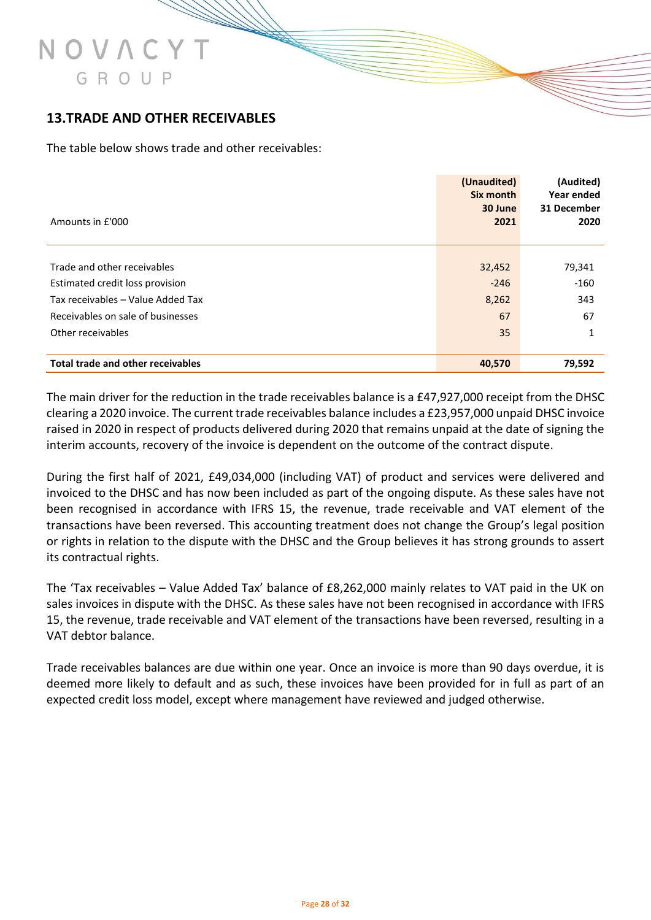## 13. TRADE AND OTHER RECEIVABLES

The table below shows trade and other receivables:

| Amounts in £'000 | (Unaudited) Six month 30 June 2021 | (Audited) Year ended 31 December 2020 |
|---|---|---|
| Trade and other receivables | 32,452 | 79,341 |
| Estimated credit loss provision | -246 | -160 |
| Tax receivables – Value Added Tax | 8,262 | 343 |
| Receivables on sale of businesses | 67 | 67 |
| Other receivables | 35 | 1 |
| **Total trade and other receivables** | **40,570** | **79,592** |

The main driver for the reduction in the trade receivables balance is a £47,927,000 receipt from the DHSC clearing a 2020 invoice. The current trade receivables balance includes a £23,957,000 unpaid DHSC invoice raised in 2020 in respect of products delivered during 2020 that remains unpaid at the date of signing the interim accounts, recovery of the invoice is dependent on the outcome of the contract dispute.

During the first half of 2021, £49,034,000 (including VAT) of product and services were delivered and invoiced to the DHSC and has now been included as part of the ongoing dispute. As these sales have not been recognised in accordance with IFRS 15, the revenue, trade receivable and VAT element of the transactions have been reversed. This accounting treatment does not change the Group's legal position or rights in relation to the dispute with the DHSC and the Group believes it has strong grounds to assert its contractual rights.

The 'Tax receivables – Value Added Tax' balance of £8,262,000 mainly relates to VAT paid in the UK on sales invoices in dispute with the DHSC. As these sales have not been recognised in accordance with IFRS 15, the revenue, trade receivable and VAT element of the transactions have been reversed, resulting in a VAT debtor balance.

Trade receivables balances are due within one year. Once an invoice is more than 90 days overdue, it is deemed more likely to default and as such, these invoices have been provided for in full as part of an expected credit loss model, except where management have reviewed and judged otherwise.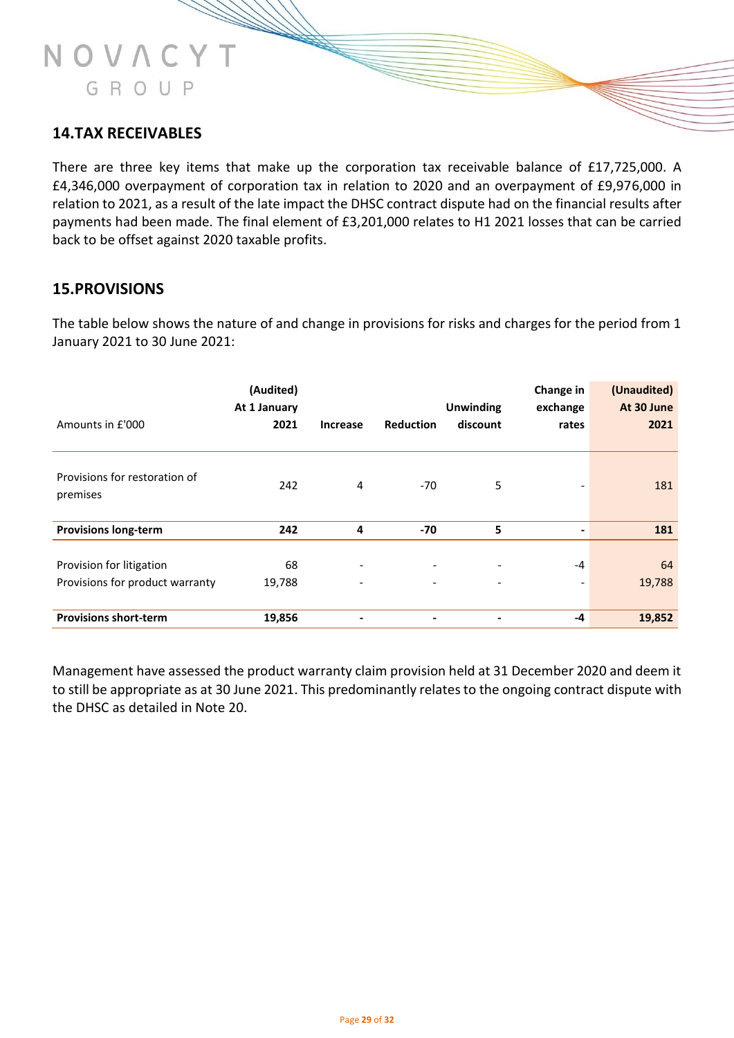## 14. TAX RECEIVABLES

There are three key items that make up the corporation tax receivable balance of £17,725,000. A £4,346,000 overpayment of corporation tax in relation to 2020 and an overpayment of £9,976,000 in relation to 2021, as a result of the late impact the DHSC contract dispute had on the financial results after payments had been made. The final element of £3,201,000 relates to H1 2021 losses that can be carried back to be offset against 2020 taxable profits.

## 15. PROVISIONS

The table below shows the nature of and change in provisions for risks and charges for the period from 1 January 2021 to 30 June 2021:

| Amounts in £'000 | (Audited) At 1 January 2021 | Increase | Reduction | Unwinding discount | Change in exchange rates | (Unaudited) At 30 June 2021 |
|---|---|---|---|---|---|---|
| Provisions for restoration of premises | 242 | 4 | -70 | 5 | - | 181 |
| **Provisions long-term** | **242** | **4** | **-70** | **5** | **-** | **181** |
| Provision for litigation | 68 | - | - | - | -4 | 64 |
| Provisions for product warranty | 19,788 | - | - | - | - | 19,788 |
| **Provisions short-term** | **19,856** | **-** | **-** | **-** | **-4** | **19,852** |

Management have assessed the product warranty claim provision held at 31 December 2020 and deem it to still be appropriate as at 30 June 2021. This predominantly relates to the ongoing contract dispute with the DHSC as detailed in Note 20.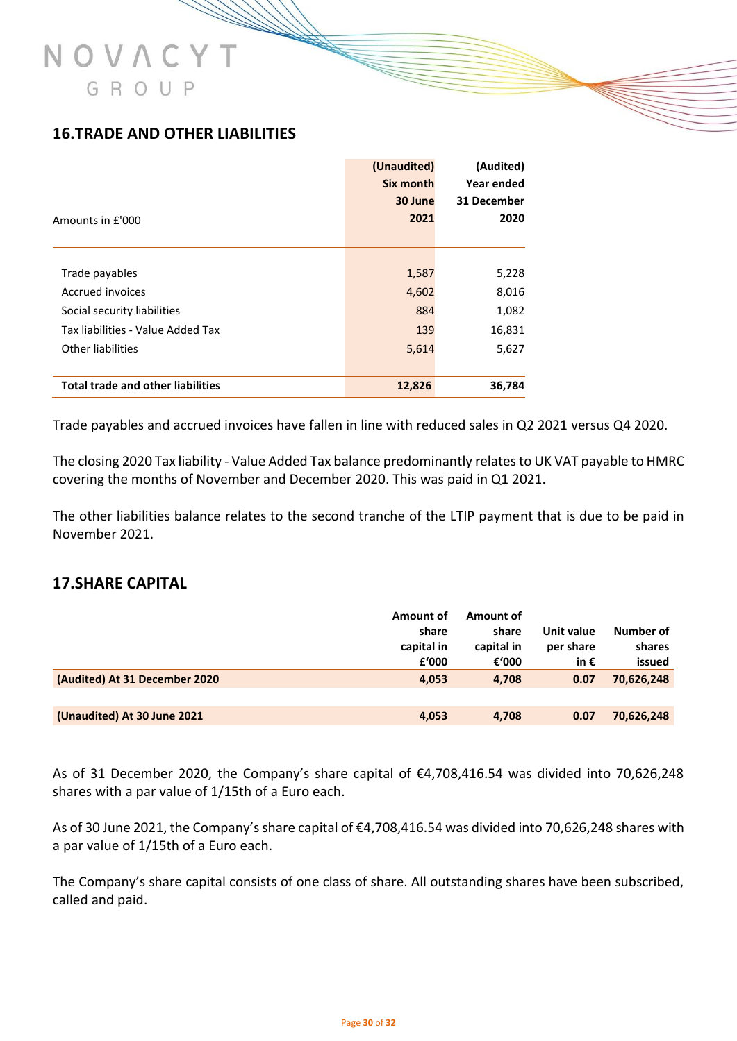## 16. TRADE AND OTHER LIABILITIES

| Amounts in £'000 | (Unaudited) Six month 30 June 2021 | (Audited) Year ended 31 December 2020 |
|---|---|---|
| Trade payables | 1,587 | 5,228 |
| Accrued invoices | 4,602 | 8,016 |
| Social security liabilities | 884 | 1,082 |
| Tax liabilities - Value Added Tax | 139 | 16,831 |
| Other liabilities | 5,614 | 5,627 |
| **Total trade and other liabilities** | **12,826** | **36,784** |

Trade payables and accrued invoices have fallen in line with reduced sales in Q2 2021 versus Q4 2020.

The closing 2020 Tax liability - Value Added Tax balance predominantly relates to UK VAT payable to HMRC covering the months of November and December 2020. This was paid in Q1 2021.

The other liabilities balance relates to the second tranche of the LTIP payment that is due to be paid in November 2021.

## 17. SHARE CAPITAL

| | Amount of share capital in £'000 | Amount of share capital in €'000 | Unit value per share in € | Number of shares issued |
|---|---|---|---|---|
| **(Audited) At 31 December 2020** | **4,053** | **4,708** | **0.07** | **70,626,248** |
| **(Unaudited) At 30 June 2021** | **4,053** | **4,708** | **0.07** | **70,626,248** |

As of 31 December 2020, the Company's share capital of €4,708,416.54 was divided into 70,626,248 shares with a par value of 1/15th of a Euro each.

As of 30 June 2021, the Company's share capital of €4,708,416.54 was divided into 70,626,248 shares with a par value of 1/15th of a Euro each.

The Company's share capital consists of one class of share. All outstanding shares have been subscribed, called and paid.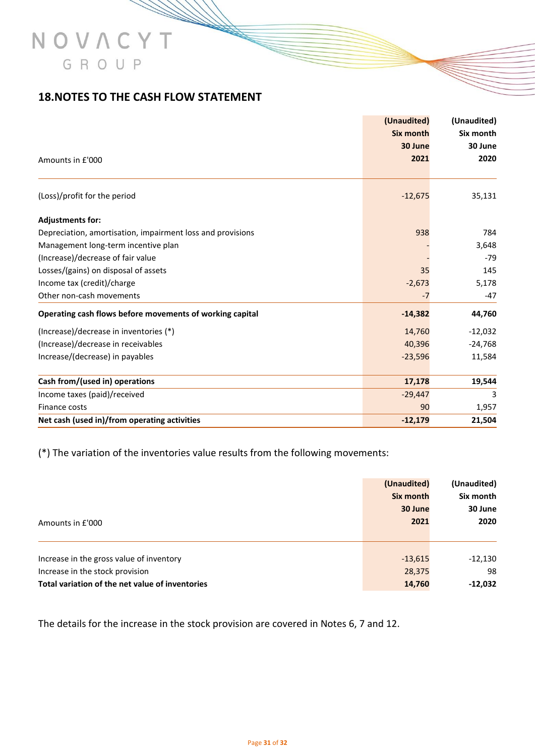## 18.NOTES TO THE CASH FLOW STATEMENT

| Amounts in £'000 | (Unaudited) Six month 30 June 2021 | (Unaudited) Six month 30 June 2020 |
|---|---|---|
| (Loss)/profit for the period | -12,675 | 35,131 |
| **Adjustments for:** | | |
| Depreciation, amortisation, impairment loss and provisions | 938 | 784 |
| Management long-term incentive plan | - | 3,648 |
| (Increase)/decrease of fair value | - | -79 |
| Losses/(gains) on disposal of assets | 35 | 145 |
| Income tax (credit)/charge | -2,673 | 5,178 |
| Other non-cash movements | -7 | -47 |
| **Operating cash flows before movements of working capital** | **-14,382** | **44,760** |
| (Increase)/decrease in inventories (*) | 14,760 | -12,032 |
| (Increase)/decrease in receivables | 40,396 | -24,768 |
| Increase/(decrease) in payables | -23,596 | 11,584 |
| **Cash from/(used in) operations** | **17,178** | **19,544** |
| Income taxes (paid)/received | -29,447 | 3 |
| Finance costs | 90 | 1,957 |
| **Net cash (used in)/from operating activities** | **-12,179** | **21,504** |

(*) The variation of the inventories value results from the following movements:

| Amounts in £'000 | (Unaudited) Six month 30 June 2021 | (Unaudited) Six month 30 June 2020 |
|---|---|---|
| Increase in the gross value of inventory | -13,615 | -12,130 |
| Increase in the stock provision | 28,375 | 98 |
| **Total variation of the net value of inventories** | **14,760** | **-12,032** |

The details for the increase in the stock provision are covered in Notes 6, 7 and 12.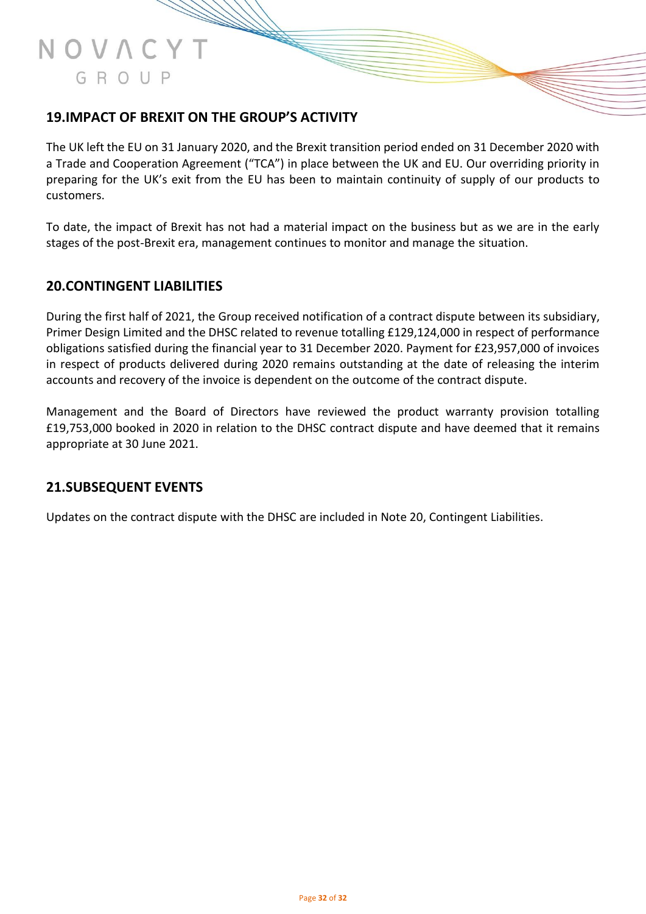## 19. IMPACT OF BREXIT ON THE GROUP'S ACTIVITY

The UK left the EU on 31 January 2020, and the Brexit transition period ended on 31 December 2020 with a Trade and Cooperation Agreement ("TCA") in place between the UK and EU. Our overriding priority in preparing for the UK's exit from the EU has been to maintain continuity of supply of our products to customers.

To date, the impact of Brexit has not had a material impact on the business but as we are in the early stages of the post-Brexit era, management continues to monitor and manage the situation.

## 20. CONTINGENT LIABILITIES

During the first half of 2021, the Group received notification of a contract dispute between its subsidiary, Primer Design Limited and the DHSC related to revenue totalling £129,124,000 in respect of performance obligations satisfied during the financial year to 31 December 2020. Payment for £23,957,000 of invoices in respect of products delivered during 2020 remains outstanding at the date of releasing the interim accounts and recovery of the invoice is dependent on the outcome of the contract dispute.

Management and the Board of Directors have reviewed the product warranty provision totalling £19,753,000 booked in 2020 in relation to the DHSC contract dispute and have deemed that it remains appropriate at 30 June 2021.

## 21. SUBSEQUENT EVENTS

Updates on the contract dispute with the DHSC are included in Note 20, Contingent Liabilities.